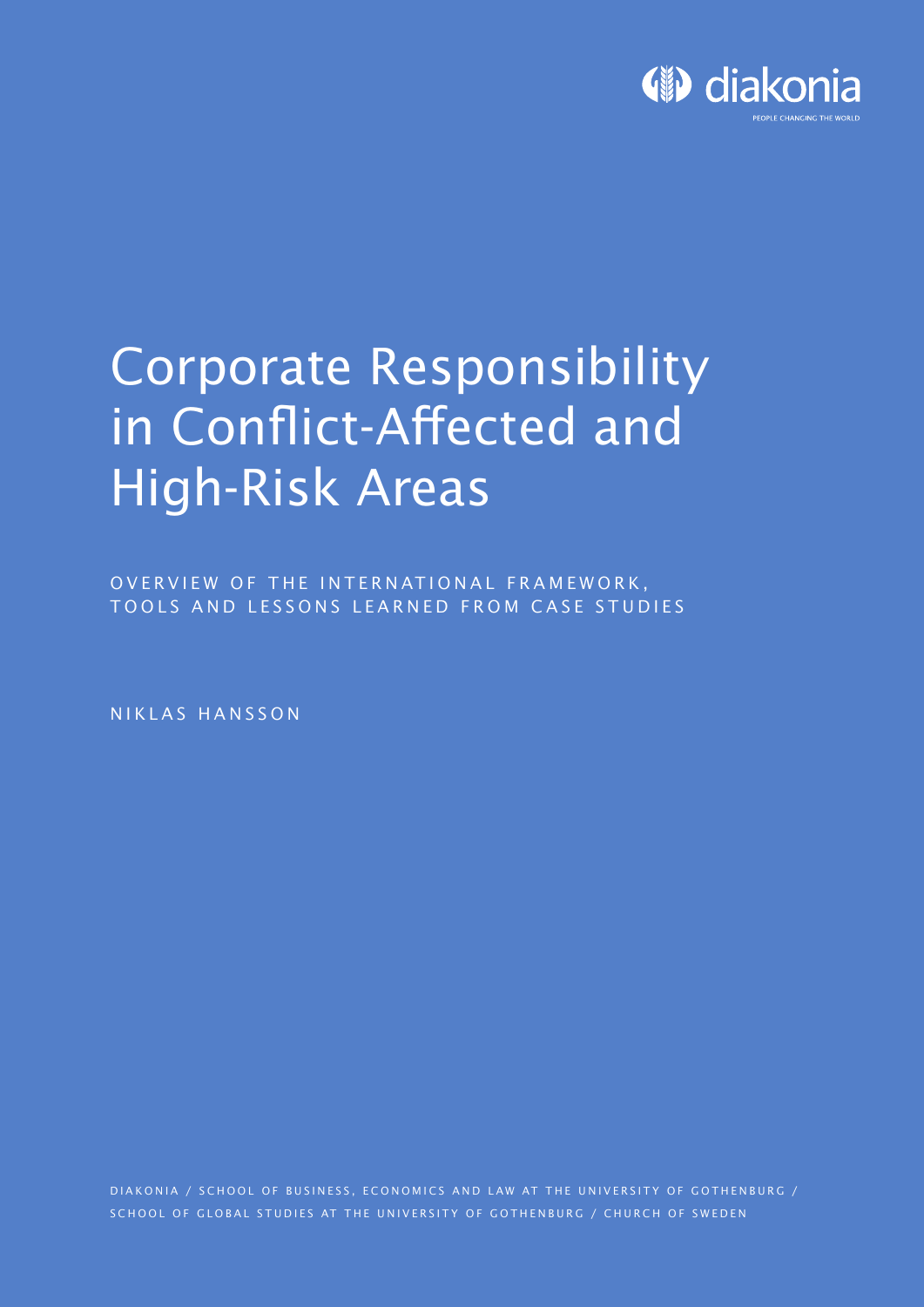diakonia

PEOPLE CHANGING THE WORLD

# Corporate Responsibility in Conflict-Affected and High-Risk Areas

OVERVIEW OF THE INTERNATIONAL FRAMEWORK, TOOLS AND LESSONS LEARNED FROM CASE STUDIES

NIKLAS HANSSON

DIAKONIA / SCHOOL OF BUSINESS, ECONOMICS AND LAW AT THE UNIVERSITY OF GOTHENBURG / SCHOOL OF GLOBAL STUDIES AT THE UNIVERSITY OF GOTHENBURG / CHURCH OF SWEDEN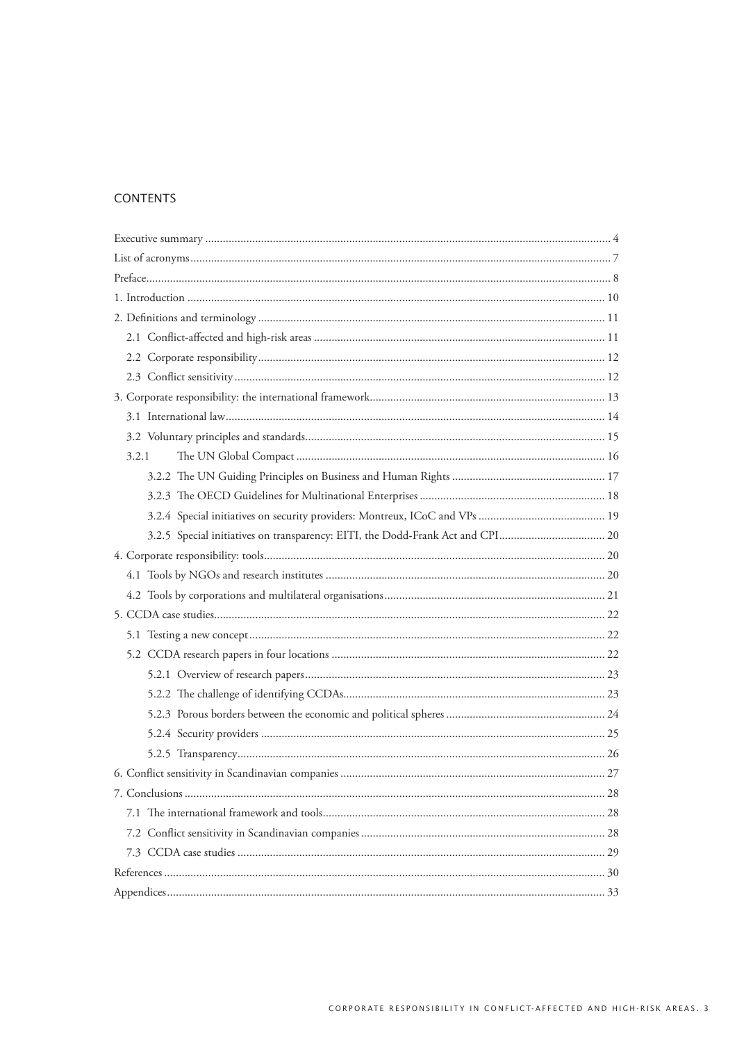## CONTENTS

- Executive summary ... 4
- List of acronyms ... 7
- Preface ... 8
- 1. Introduction ... 10
- 2. Definitions and terminology ... 11
  - 2.1 Conflict-affected and high-risk areas ... 11
  - 2.2 Corporate responsibility ... 12
  - 2.3 Conflict sensitivity ... 12
- 3. Corporate responsibility: the international framework ... 13
  - 3.1 International law ... 14
  - 3.2 Voluntary principles and standards ... 15
  - 3.2.1 The UN Global Compact ... 16
    - 3.2.2 The UN Guiding Principles on Business and Human Rights ... 17
    - 3.2.3 The OECD Guidelines for Multinational Enterprises ... 18
    - 3.2.4 Special initiatives on security providers: Montreux, ICoC and VPs ... 19
    - 3.2.5 Special initiatives on transparency: EITI, the Dodd-Frank Act and CPI ... 20
- 4. Corporate responsibility: tools ... 20
  - 4.1 Tools by NGOs and research institutes ... 20
  - 4.2 Tools by corporations and multilateral organisations ... 21
- 5. CCDA case studies ... 22
  - 5.1 Testing a new concept ... 22
  - 5.2 CCDA research papers in four locations ... 22
    - 5.2.1 Overview of research papers ... 23
    - 5.2.2 The challenge of identifying CCDAs ... 23
    - 5.2.3 Porous borders between the economic and political spheres ... 24
    - 5.2.4 Security providers ... 25
    - 5.2.5 Transparency ... 26
- 6. Conflict sensitivity in Scandinavian companies ... 27
- 7. Conclusions ... 28
  - 7.1 The international framework and tools ... 28
  - 7.2 Conflict sensitivity in Scandinavian companies ... 28
  - 7.3 CCDA case studies ... 29
- References ... 30
- Appendices ... 33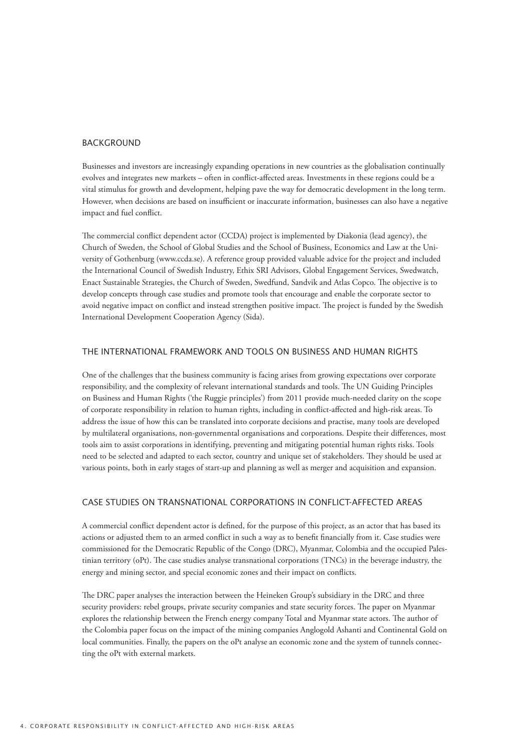## BACKGROUND

Businesses and investors are increasingly expanding operations in new countries as the globalisation continually evolves and integrates new markets – often in conflict-affected areas. Investments in these regions could be a vital stimulus for growth and development, helping pave the way for democratic development in the long term. However, when decisions are based on insufficient or inaccurate information, businesses can also have a negative impact and fuel conflict.

The commercial conflict dependent actor (CCDA) project is implemented by Diakonia (lead agency), the Church of Sweden, the School of Global Studies and the School of Business, Economics and Law at the University of Gothenburg (www.ccda.se). A reference group provided valuable advice for the project and included the International Council of Swedish Industry, Ethix SRI Advisors, Global Engagement Services, Swedwatch, Enact Sustainable Strategies, the Church of Sweden, Swedfund, Sandvik and Atlas Copco. The objective is to develop concepts through case studies and promote tools that encourage and enable the corporate sector to avoid negative impact on conflict and instead strengthen positive impact. The project is funded by the Swedish International Development Cooperation Agency (Sida).

## THE INTERNATIONAL FRAMEWORK AND TOOLS ON BUSINESS AND HUMAN RIGHTS

One of the challenges that the business community is facing arises from growing expectations over corporate responsibility, and the complexity of relevant international standards and tools. The UN Guiding Principles on Business and Human Rights ('the Ruggie principles') from 2011 provide much-needed clarity on the scope of corporate responsibility in relation to human rights, including in conflict-affected and high-risk areas. To address the issue of how this can be translated into corporate decisions and practise, many tools are developed by multilateral organisations, non-governmental organisations and corporations. Despite their differences, most tools aim to assist corporations in identifying, preventing and mitigating potential human rights risks. Tools need to be selected and adapted to each sector, country and unique set of stakeholders. They should be used at various points, both in early stages of start-up and planning as well as merger and acquisition and expansion.

## CASE STUDIES ON TRANSNATIONAL CORPORATIONS IN CONFLICT-AFFECTED AREAS

A commercial conflict dependent actor is defined, for the purpose of this project, as an actor that has based its actions or adjusted them to an armed conflict in such a way as to benefit financially from it. Case studies were commissioned for the Democratic Republic of the Congo (DRC), Myanmar, Colombia and the occupied Palestinian territory (oPt). The case studies analyse transnational corporations (TNCs) in the beverage industry, the energy and mining sector, and special economic zones and their impact on conflicts.

The DRC paper analyses the interaction between the Heineken Group's subsidiary in the DRC and three security providers: rebel groups, private security companies and state security forces. The paper on Myanmar explores the relationship between the French energy company Total and Myanmar state actors. The author of the Colombia paper focus on the impact of the mining companies Anglogold Ashanti and Continental Gold on local communities. Finally, the papers on the oPt analyse an economic zone and the system of tunnels connecting the oPt with external markets.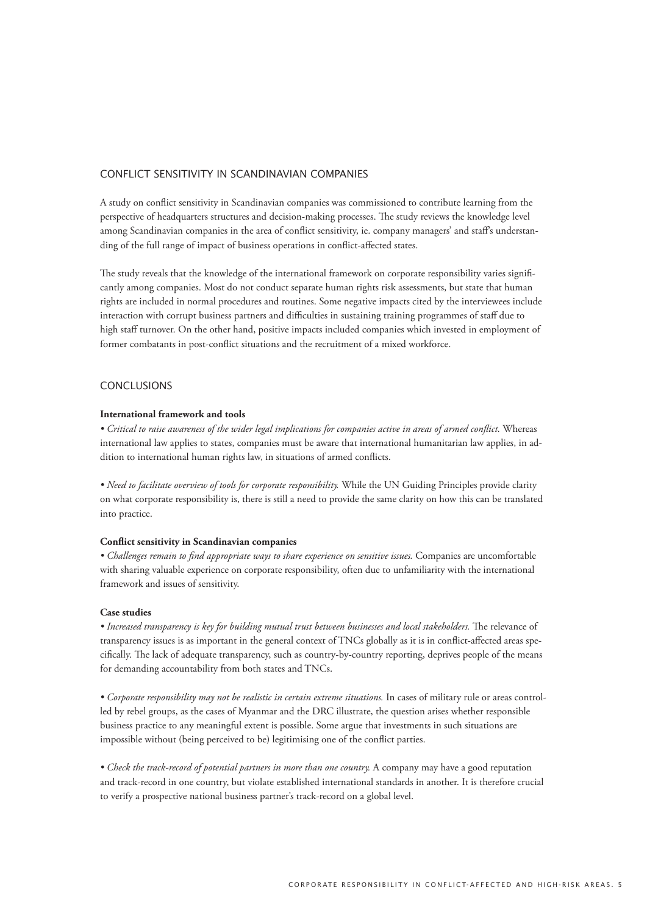## CONFLICT SENSITIVITY IN SCANDINAVIAN COMPANIES

A study on conflict sensitivity in Scandinavian companies was commissioned to contribute learning from the perspective of headquarters structures and decision-making processes. The study reviews the knowledge level among Scandinavian companies in the area of conflict sensitivity, ie. company managers' and staff's understanding of the full range of impact of business operations in conflict-affected states.

The study reveals that the knowledge of the international framework on corporate responsibility varies significantly among companies. Most do not conduct separate human rights risk assessments, but state that human rights are included in normal procedures and routines. Some negative impacts cited by the interviewees include interaction with corrupt business partners and difficulties in sustaining training programmes of staff due to high staff turnover. On the other hand, positive impacts included companies which invested in employment of former combatants in post-conflict situations and the recruitment of a mixed workforce.

## CONCLUSIONS

**International framework and tools**

• *Critical to raise awareness of the wider legal implications for companies active in areas of armed conflict.* Whereas international law applies to states, companies must be aware that international humanitarian law applies, in addition to international human rights law, in situations of armed conflicts.

• *Need to facilitate overview of tools for corporate responsibility.* While the UN Guiding Principles provide clarity on what corporate responsibility is, there is still a need to provide the same clarity on how this can be translated into practice.

**Conflict sensitivity in Scandinavian companies**

• *Challenges remain to find appropriate ways to share experience on sensitive issues.* Companies are uncomfortable with sharing valuable experience on corporate responsibility, often due to unfamiliarity with the international framework and issues of sensitivity.

**Case studies**

• *Increased transparency is key for building mutual trust between businesses and local stakeholders.* The relevance of transparency issues is as important in the general context of TNCs globally as it is in conflict-affected areas specifically. The lack of adequate transparency, such as country-by-country reporting, deprives people of the means for demanding accountability from both states and TNCs.

• *Corporate responsibility may not be realistic in certain extreme situations.* In cases of military rule or areas controlled by rebel groups, as the cases of Myanmar and the DRC illustrate, the question arises whether responsible business practice to any meaningful extent is possible. Some argue that investments in such situations are impossible without (being perceived to be) legitimising one of the conflict parties.

• *Check the track-record of potential partners in more than one country.* A company may have a good reputation and track-record in one country, but violate established international standards in another. It is therefore crucial to verify a prospective national business partner's track-record on a global level.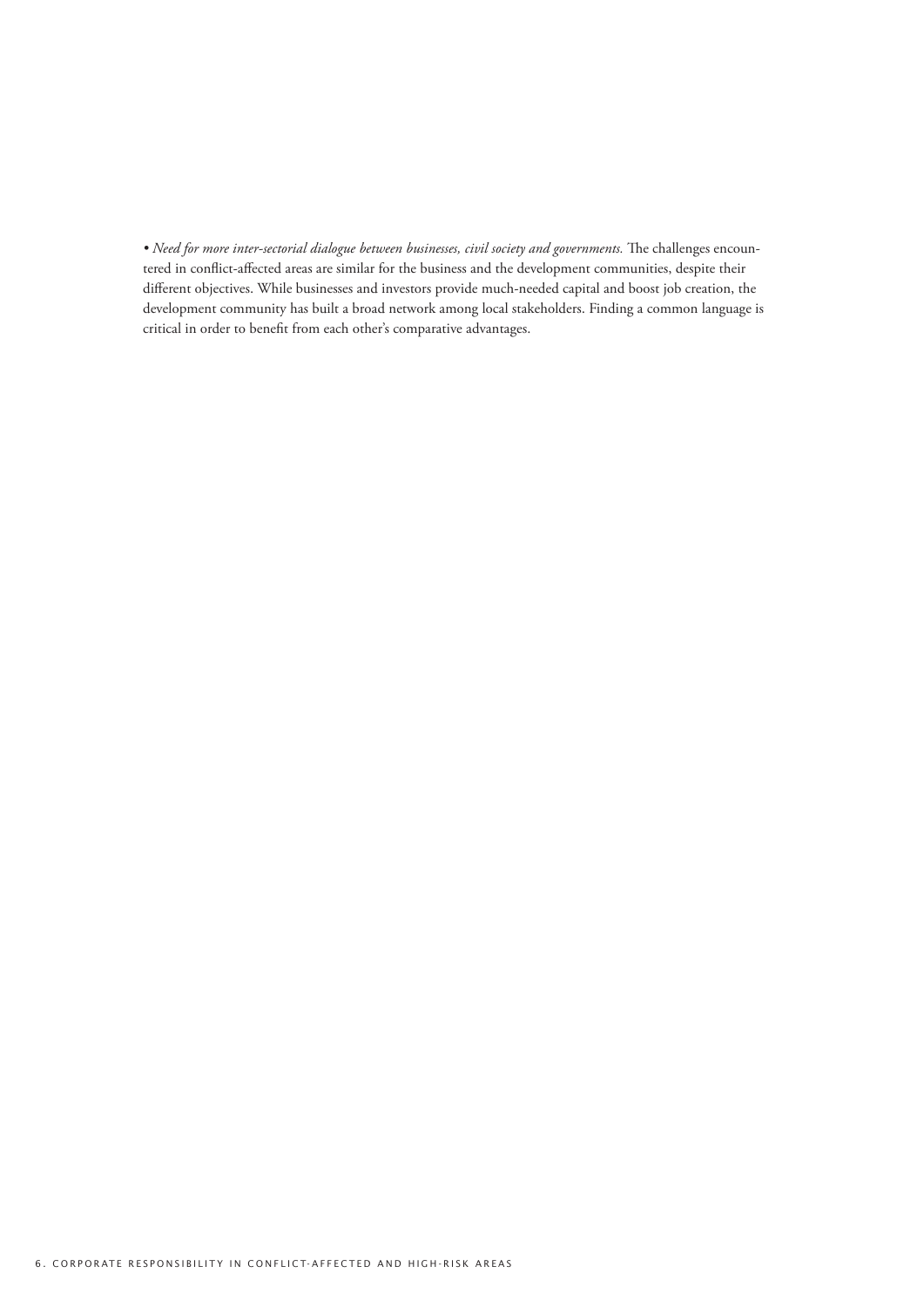- *Need for more inter-sectorial dialogue between businesses, civil society and governments.* The challenges encountered in conflict-affected areas are similar for the business and the development communities, despite their different objectives. While businesses and investors provide much-needed capital and boost job creation, the development community has built a broad network among local stakeholders. Finding a common language is critical in order to benefit from each other's comparative advantages.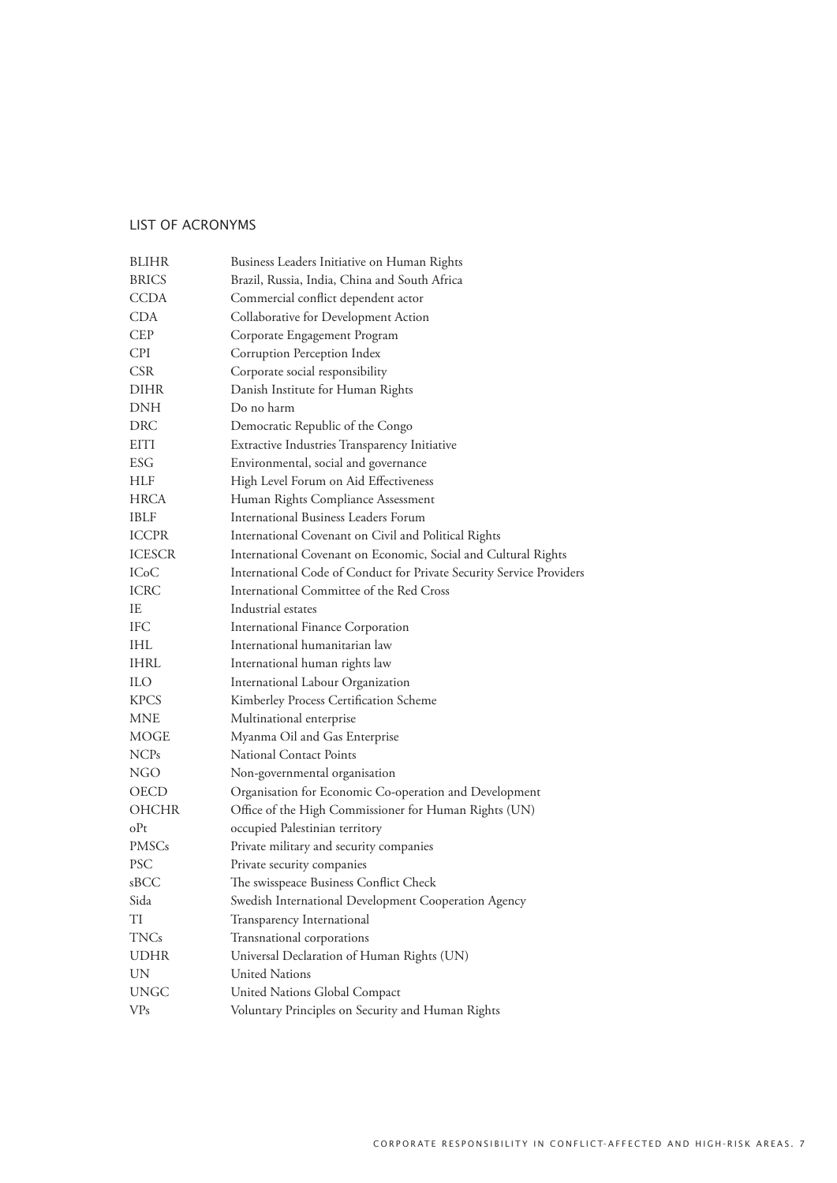## LIST OF ACRONYMS

| | |
|---|---|
| BLIHR | Business Leaders Initiative on Human Rights |
| BRICS | Brazil, Russia, India, China and South Africa |
| CCDA | Commercial conflict dependent actor |
| CDA | Collaborative for Development Action |
| CEP | Corporate Engagement Program |
| CPI | Corruption Perception Index |
| CSR | Corporate social responsibility |
| DIHR | Danish Institute for Human Rights |
| DNH | Do no harm |
| DRC | Democratic Republic of the Congo |
| EITI | Extractive Industries Transparency Initiative |
| ESG | Environmental, social and governance |
| HLF | High Level Forum on Aid Effectiveness |
| HRCA | Human Rights Compliance Assessment |
| IBLF | International Business Leaders Forum |
| ICCPR | International Covenant on Civil and Political Rights |
| ICESCR | International Covenant on Economic, Social and Cultural Rights |
| ICoC | International Code of Conduct for Private Security Service Providers |
| ICRC | International Committee of the Red Cross |
| IE | Industrial estates |
| IFC | International Finance Corporation |
| IHL | International humanitarian law |
| IHRL | International human rights law |
| ILO | International Labour Organization |
| KPCS | Kimberley Process Certification Scheme |
| MNE | Multinational enterprise |
| MOGE | Myanma Oil and Gas Enterprise |
| NCPs | National Contact Points |
| NGO | Non-governmental organisation |
| OECD | Organisation for Economic Co-operation and Development |
| OHCHR | Office of the High Commissioner for Human Rights (UN) |
| oPt | occupied Palestinian territory |
| PMSCs | Private military and security companies |
| PSC | Private security companies |
| sBCC | The swisspeace Business Conflict Check |
| Sida | Swedish International Development Cooperation Agency |
| TI | Transparency International |
| TNCs | Transnational corporations |
| UDHR | Universal Declaration of Human Rights (UN) |
| UN | United Nations |
| UNGC | United Nations Global Compact |
| VPs | Voluntary Principles on Security and Human Rights |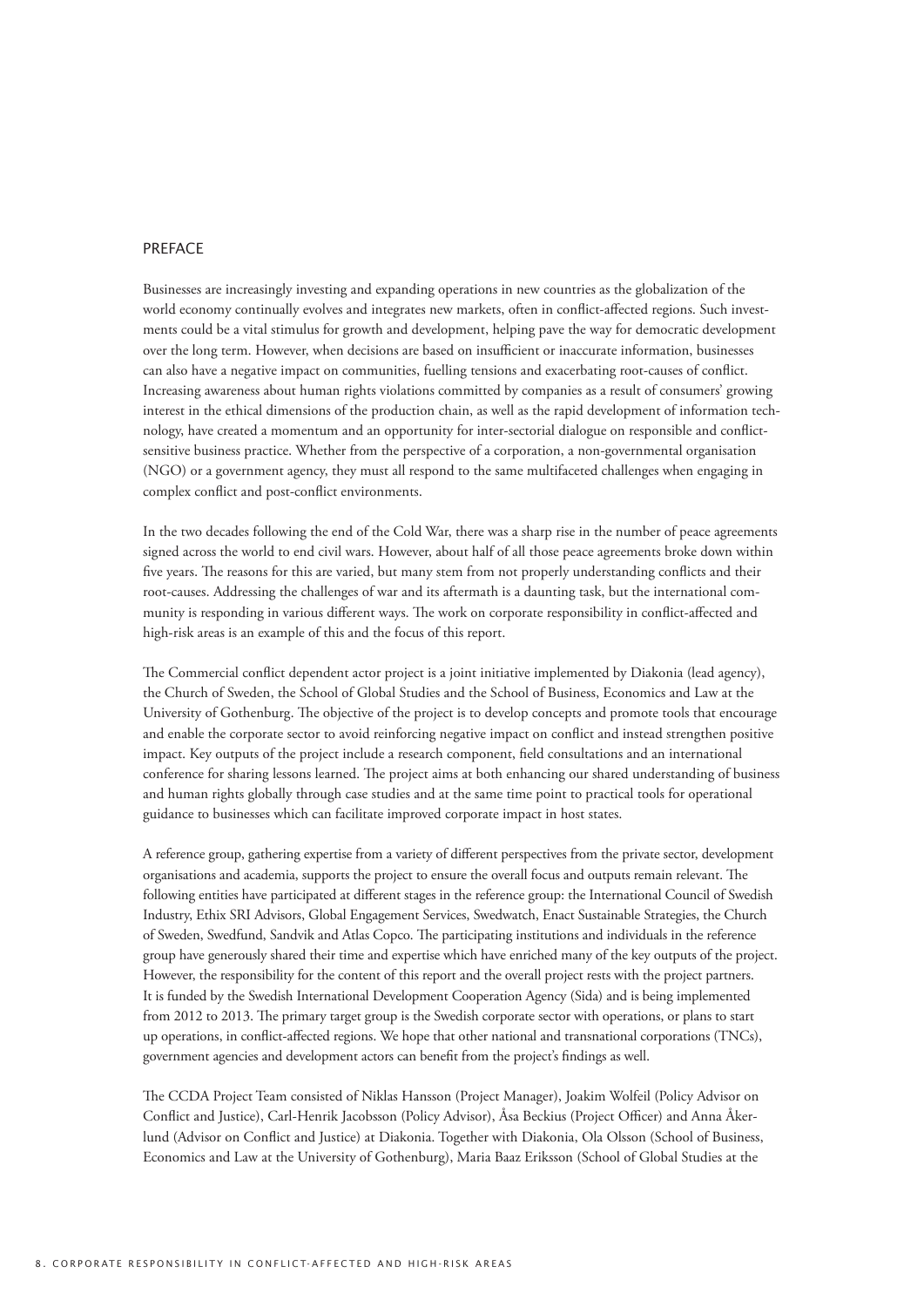## PREFACE

Businesses are increasingly investing and expanding operations in new countries as the globalization of the world economy continually evolves and integrates new markets, often in conflict-affected regions. Such investments could be a vital stimulus for growth and development, helping pave the way for democratic development over the long term. However, when decisions are based on insufficient or inaccurate information, businesses can also have a negative impact on communities, fuelling tensions and exacerbating root-causes of conflict. Increasing awareness about human rights violations committed by companies as a result of consumers' growing interest in the ethical dimensions of the production chain, as well as the rapid development of information technology, have created a momentum and an opportunity for inter-sectorial dialogue on responsible and conflict-sensitive business practice. Whether from the perspective of a corporation, a non-governmental organisation (NGO) or a government agency, they must all respond to the same multifaceted challenges when engaging in complex conflict and post-conflict environments.

In the two decades following the end of the Cold War, there was a sharp rise in the number of peace agreements signed across the world to end civil wars. However, about half of all those peace agreements broke down within five years. The reasons for this are varied, but many stem from not properly understanding conflicts and their root-causes. Addressing the challenges of war and its aftermath is a daunting task, but the international community is responding in various different ways. The work on corporate responsibility in conflict-affected and high-risk areas is an example of this and the focus of this report.

The Commercial conflict dependent actor project is a joint initiative implemented by Diakonia (lead agency), the Church of Sweden, the School of Global Studies and the School of Business, Economics and Law at the University of Gothenburg. The objective of the project is to develop concepts and promote tools that encourage and enable the corporate sector to avoid reinforcing negative impact on conflict and instead strengthen positive impact. Key outputs of the project include a research component, field consultations and an international conference for sharing lessons learned. The project aims at both enhancing our shared understanding of business and human rights globally through case studies and at the same time point to practical tools for operational guidance to businesses which can facilitate improved corporate impact in host states.

A reference group, gathering expertise from a variety of different perspectives from the private sector, development organisations and academia, supports the project to ensure the overall focus and outputs remain relevant. The following entities have participated at different stages in the reference group: the International Council of Swedish Industry, Ethix SRI Advisors, Global Engagement Services, Swedwatch, Enact Sustainable Strategies, the Church of Sweden, Swedfund, Sandvik and Atlas Copco. The participating institutions and individuals in the reference group have generously shared their time and expertise which have enriched many of the key outputs of the project. However, the responsibility for the content of this report and the overall project rests with the project partners. It is funded by the Swedish International Development Cooperation Agency (Sida) and is being implemented from 2012 to 2013. The primary target group is the Swedish corporate sector with operations, or plans to start up operations, in conflict-affected regions. We hope that other national and transnational corporations (TNCs), government agencies and development actors can benefit from the project's findings as well.

The CCDA Project Team consisted of Niklas Hansson (Project Manager), Joakim Wolfeil (Policy Advisor on Conflict and Justice), Carl-Henrik Jacobsson (Policy Advisor), Åsa Beckius (Project Officer) and Anna Åkerlund (Advisor on Conflict and Justice) at Diakonia. Together with Diakonia, Ola Olsson (School of Business, Economics and Law at the University of Gothenburg), Maria Baaz Eriksson (School of Global Studies at the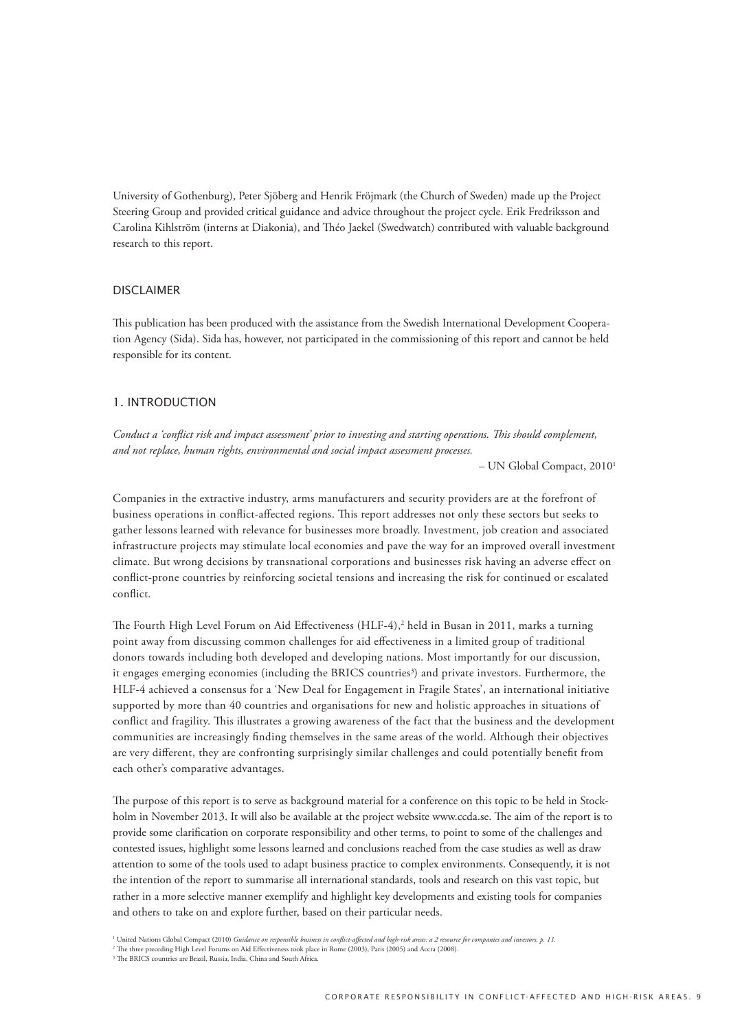University of Gothenburg), Peter Sjöberg and Henrik Fröjmark (the Church of Sweden) made up the Project Steering Group and provided critical guidance and advice throughout the project cycle. Erik Fredriksson and Carolina Kihlström (interns at Diakonia), and Théo Jaekel (Swedwatch) contributed with valuable background research to this report.

## DISCLAIMER

This publication has been produced with the assistance from the Swedish International Development Cooperation Agency (Sida). Sida has, however, not participated in the commissioning of this report and cannot be held responsible for its content.

## 1. INTRODUCTION

*Conduct a 'conflict risk and impact assessment' prior to investing and starting operations. This should complement, and not replace, human rights, environmental and social impact assessment processes.*

– UN Global Compact, 2010[1]

Companies in the extractive industry, arms manufacturers and security providers are at the forefront of business operations in conflict-affected regions. This report addresses not only these sectors but seeks to gather lessons learned with relevance for businesses more broadly. Investment, job creation and associated infrastructure projects may stimulate local economies and pave the way for an improved overall investment climate. But wrong decisions by transnational corporations and businesses risk having an adverse effect on conflict-prone countries by reinforcing societal tensions and increasing the risk for continued or escalated conflict.

The Fourth High Level Forum on Aid Effectiveness (HLF-4),[2] held in Busan in 2011, marks a turning point away from discussing common challenges for aid effectiveness in a limited group of traditional donors towards including both developed and developing nations. Most importantly for our discussion, it engages emerging economies (including the BRICS countries[3]) and private investors. Furthermore, the HLF-4 achieved a consensus for a 'New Deal for Engagement in Fragile States', an international initiative supported by more than 40 countries and organisations for new and holistic approaches in situations of conflict and fragility. This illustrates a growing awareness of the fact that the business and the development communities are increasingly finding themselves in the same areas of the world. Although their objectives are very different, they are confronting surprisingly similar challenges and could potentially benefit from each other's comparative advantages.

The purpose of this report is to serve as background material for a conference on this topic to be held in Stockholm in November 2013. It will also be available at the project website www.ccda.se. The aim of the report is to provide some clarification on corporate responsibility and other terms, to point to some of the challenges and contested issues, highlight some lessons learned and conclusions reached from the case studies as well as draw attention to some of the tools used to adapt business practice to complex environments. Consequently, it is not the intention of the report to summarise all international standards, tools and research on this vast topic, but rather in a more selective manner exemplify and highlight key developments and existing tools for companies and others to take on and explore further, based on their particular needs.

[1] United Nations Global Compact (2010) *Guidance on responsible business in conflict-affected and high-risk areas: a 2 resource for companies and investors, p. 11.*
[2] The three preceding High Level Forums on Aid Effectiveness took place in Rome (2003), Paris (2005) and Accra (2008).
[3] The BRICS countries are Brazil, Russia, India, China and South Africa.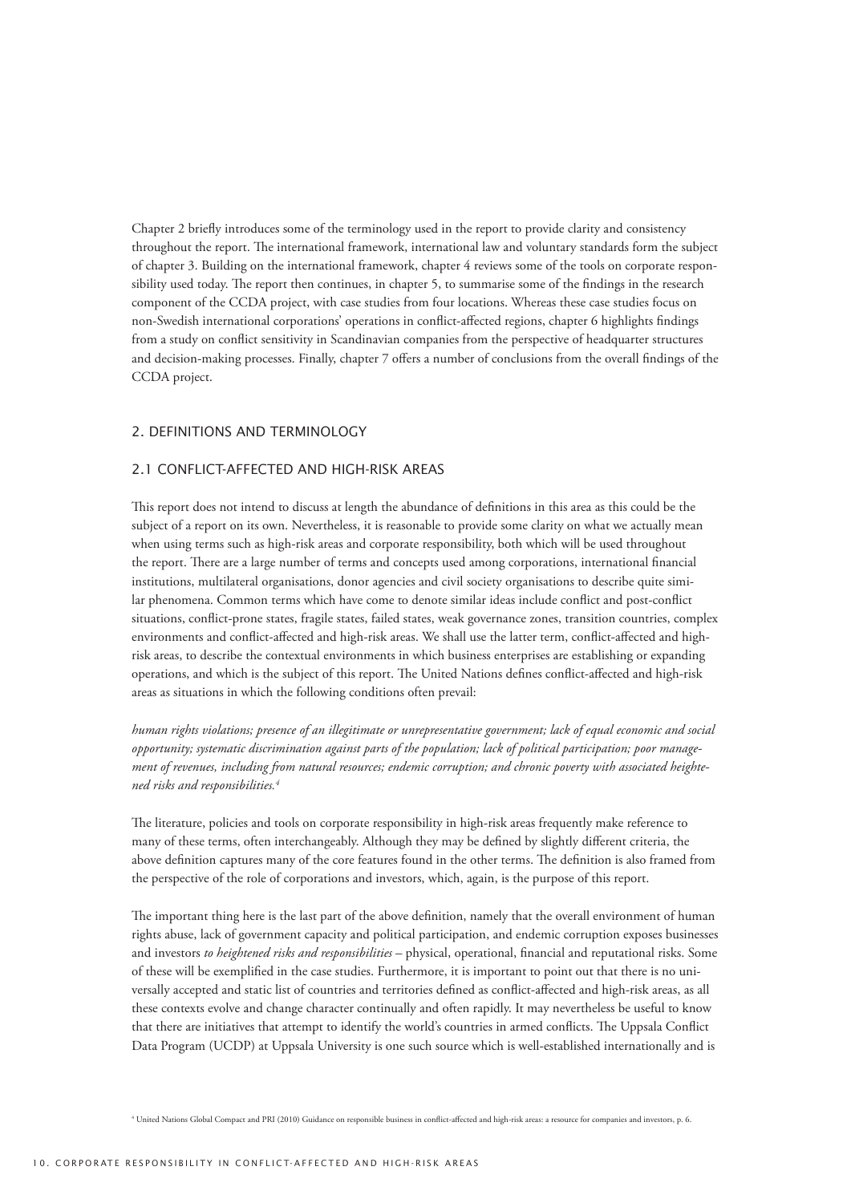Chapter 2 briefly introduces some of the terminology used in the report to provide clarity and consistency throughout the report. The international framework, international law and voluntary standards form the subject of chapter 3. Building on the international framework, chapter 4 reviews some of the tools on corporate responsibility used today. The report then continues, in chapter 5, to summarise some of the findings in the research component of the CCDA project, with case studies from four locations. Whereas these case studies focus on non-Swedish international corporations' operations in conflict-affected regions, chapter 6 highlights findings from a study on conflict sensitivity in Scandinavian companies from the perspective of headquarter structures and decision-making processes. Finally, chapter 7 offers a number of conclusions from the overall findings of the CCDA project.

## 2. DEFINITIONS AND TERMINOLOGY

### 2.1 CONFLICT-AFFECTED AND HIGH-RISK AREAS

This report does not intend to discuss at length the abundance of definitions in this area as this could be the subject of a report on its own. Nevertheless, it is reasonable to provide some clarity on what we actually mean when using terms such as high-risk areas and corporate responsibility, both which will be used throughout the report. There are a large number of terms and concepts used among corporations, international financial institutions, multilateral organisations, donor agencies and civil society organisations to describe quite similar phenomena. Common terms which have come to denote similar ideas include conflict and post-conflict situations, conflict-prone states, fragile states, failed states, weak governance zones, transition countries, complex environments and conflict-affected and high-risk areas. We shall use the latter term, conflict-affected and high-risk areas, to describe the contextual environments in which business enterprises are establishing or expanding operations, and which is the subject of this report. The United Nations defines conflict-affected and high-risk areas as situations in which the following conditions often prevail:

*human rights violations; presence of an illegitimate or unrepresentative government; lack of equal economic and social opportunity; systematic discrimination against parts of the population; lack of political participation; poor management of revenues, including from natural resources; endemic corruption; and chronic poverty with associated heightened risks and responsibilities.*[4]

The literature, policies and tools on corporate responsibility in high-risk areas frequently make reference to many of these terms, often interchangeably. Although they may be defined by slightly different criteria, the above definition captures many of the core features found in the other terms. The definition is also framed from the perspective of the role of corporations and investors, which, again, is the purpose of this report.

The important thing here is the last part of the above definition, namely that the overall environment of human rights abuse, lack of government capacity and political participation, and endemic corruption exposes businesses and investors *to heightened risks and responsibilities* – physical, operational, financial and reputational risks. Some of these will be exemplified in the case studies. Furthermore, it is important to point out that there is no universally accepted and static list of countries and territories defined as conflict-affected and high-risk areas, as all these contexts evolve and change character continually and often rapidly. It may nevertheless be useful to know that there are initiatives that attempt to identify the world's countries in armed conflicts. The Uppsala Conflict Data Program (UCDP) at Uppsala University is one such source which is well-established internationally and is

[4] United Nations Global Compact and PRI (2010) Guidance on responsible business in conflict-affected and high-risk areas: a resource for companies and investors, p. 6.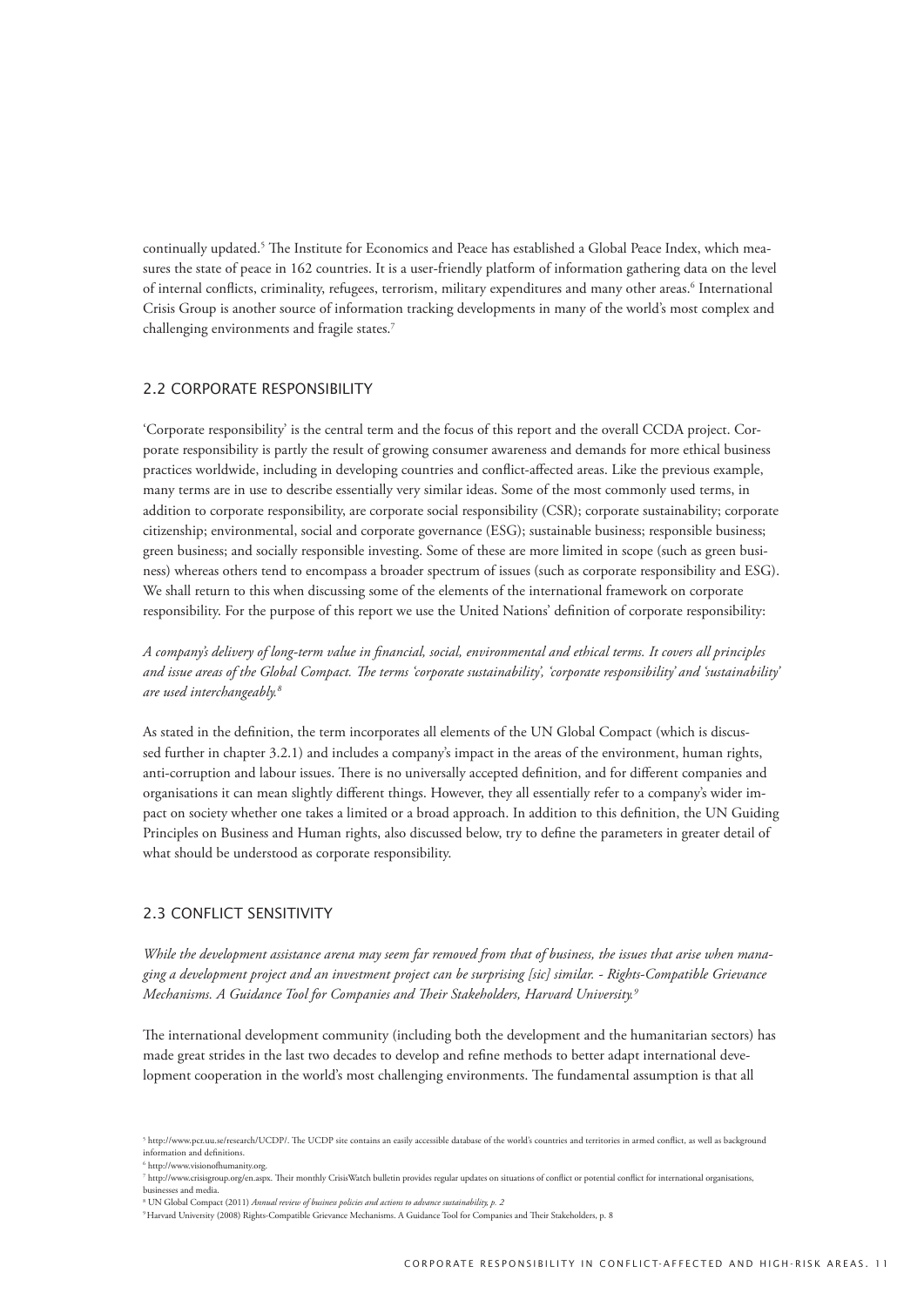continually updated.[5] The Institute for Economics and Peace has established a Global Peace Index, which measures the state of peace in 162 countries. It is a user-friendly platform of information gathering data on the level of internal conflicts, criminality, refugees, terrorism, military expenditures and many other areas.[6] International Crisis Group is another source of information tracking developments in many of the world's most complex and challenging environments and fragile states.[7]

## 2.2 CORPORATE RESPONSIBILITY

'Corporate responsibility' is the central term and the focus of this report and the overall CCDA project. Corporate responsibility is partly the result of growing consumer awareness and demands for more ethical business practices worldwide, including in developing countries and conflict-affected areas. Like the previous example, many terms are in use to describe essentially very similar ideas. Some of the most commonly used terms, in addition to corporate responsibility, are corporate social responsibility (CSR); corporate sustainability; corporate citizenship; environmental, social and corporate governance (ESG); sustainable business; responsible business; green business; and socially responsible investing. Some of these are more limited in scope (such as green business) whereas others tend to encompass a broader spectrum of issues (such as corporate responsibility and ESG). We shall return to this when discussing some of the elements of the international framework on corporate responsibility. For the purpose of this report we use the United Nations' definition of corporate responsibility:

*A company's delivery of long-term value in financial, social, environmental and ethical terms. It covers all principles and issue areas of the Global Compact. The terms 'corporate sustainability', 'corporate responsibility' and 'sustainability' are used interchangeably.*[8]

As stated in the definition, the term incorporates all elements of the UN Global Compact (which is discussed further in chapter 3.2.1) and includes a company's impact in the areas of the environment, human rights, anti-corruption and labour issues. There is no universally accepted definition, and for different companies and organisations it can mean slightly different things. However, they all essentially refer to a company's wider impact on society whether one takes a limited or a broad approach. In addition to this definition, the UN Guiding Principles on Business and Human rights, also discussed below, try to define the parameters in greater detail of what should be understood as corporate responsibility.

## 2.3 CONFLICT SENSITIVITY

*While the development assistance arena may seem far removed from that of business, the issues that arise when managing a development project and an investment project can be surprising [sic] similar. - Rights-Compatible Grievance Mechanisms. A Guidance Tool for Companies and Their Stakeholders, Harvard University.*[9]

The international development community (including both the development and the humanitarian sectors) has made great strides in the last two decades to develop and refine methods to better adapt international development cooperation in the world's most challenging environments. The fundamental assumption is that all

---

[5] http://www.pcr.uu.se/research/UCDP/. The UCDP site contains an easily accessible database of the world's countries and territories in armed conflict, as well as background information and definitions.

[6] http://www.visionofhumanity.org.

[7] http://www.crisisgroup.org/en.aspx. Their monthly CrisisWatch bulletin provides regular updates on situations of conflict or potential conflict for international organisations, businesses and media.

[8] UN Global Compact (2011) *Annual review of business policies and actions to advance sustainability, p. 2*

[9] Harvard University (2008) Rights-Compatible Grievance Mechanisms. A Guidance Tool for Companies and Their Stakeholders, p. 8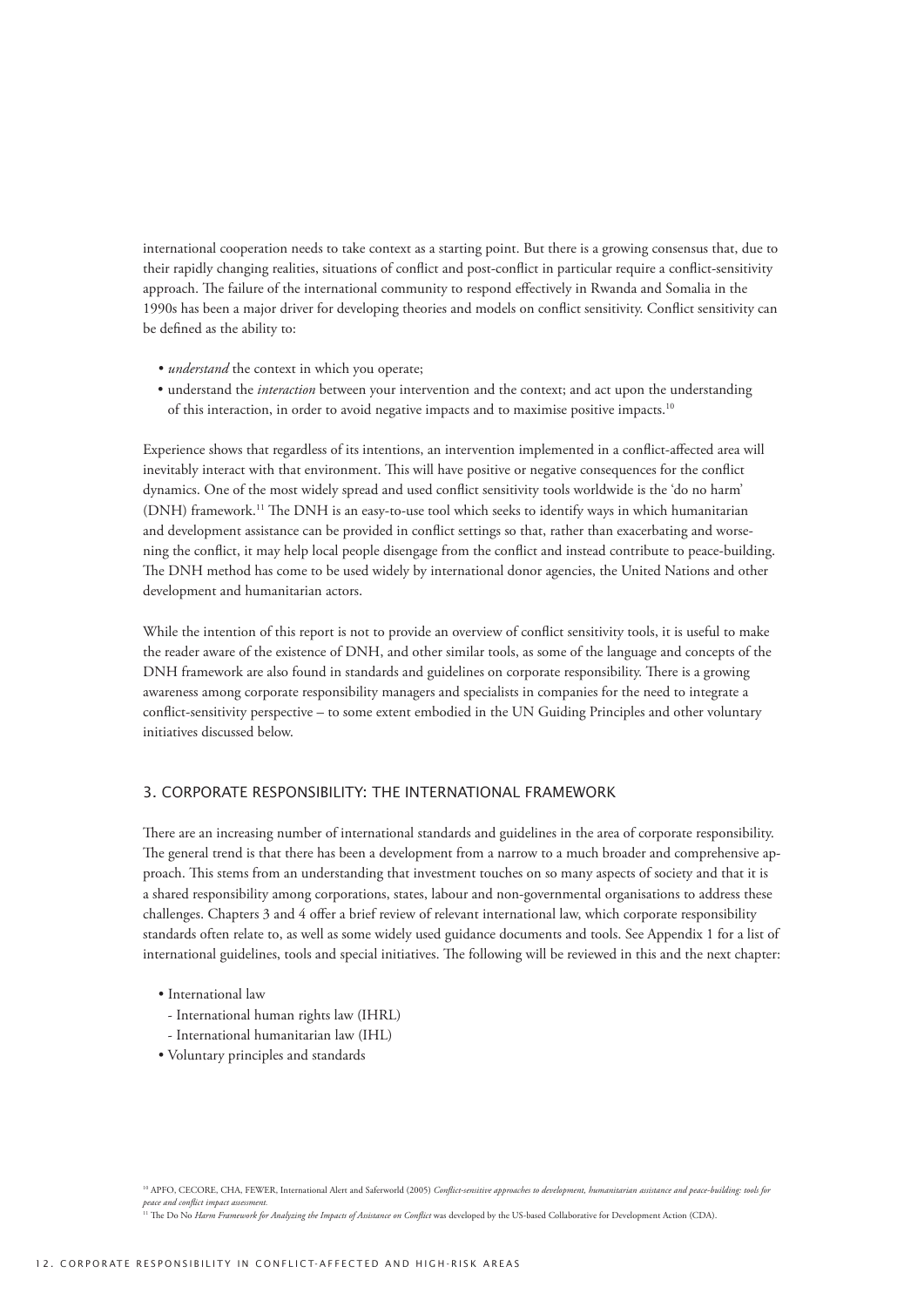international cooperation needs to take context as a starting point. But there is a growing consensus that, due to their rapidly changing realities, situations of conflict and post-conflict in particular require a conflict-sensitivity approach. The failure of the international community to respond effectively in Rwanda and Somalia in the 1990s has been a major driver for developing theories and models on conflict sensitivity. Conflict sensitivity can be defined as the ability to:

- *understand* the context in which you operate;
- understand the *interaction* between your intervention and the context; and act upon the understanding of this interaction, in order to avoid negative impacts and to maximise positive impacts.[10]

Experience shows that regardless of its intentions, an intervention implemented in a conflict-affected area will inevitably interact with that environment. This will have positive or negative consequences for the conflict dynamics. One of the most widely spread and used conflict sensitivity tools worldwide is the 'do no harm' (DNH) framework.[11] The DNH is an easy-to-use tool which seeks to identify ways in which humanitarian and development assistance can be provided in conflict settings so that, rather than exacerbating and worsening the conflict, it may help local people disengage from the conflict and instead contribute to peace-building. The DNH method has come to be used widely by international donor agencies, the United Nations and other development and humanitarian actors.

While the intention of this report is not to provide an overview of conflict sensitivity tools, it is useful to make the reader aware of the existence of DNH, and other similar tools, as some of the language and concepts of the DNH framework are also found in standards and guidelines on corporate responsibility. There is a growing awareness among corporate responsibility managers and specialists in companies for the need to integrate a conflict-sensitivity perspective – to some extent embodied in the UN Guiding Principles and other voluntary initiatives discussed below.

## 3. CORPORATE RESPONSIBILITY: THE INTERNATIONAL FRAMEWORK

There are an increasing number of international standards and guidelines in the area of corporate responsibility. The general trend is that there has been a development from a narrow to a much broader and comprehensive approach. This stems from an understanding that investment touches on so many aspects of society and that it is a shared responsibility among corporations, states, labour and non-governmental organisations to address these challenges. Chapters 3 and 4 offer a brief review of relevant international law, which corporate responsibility standards often relate to, as well as some widely used guidance documents and tools. See Appendix 1 for a list of international guidelines, tools and special initiatives. The following will be reviewed in this and the next chapter:

- International law
  - International human rights law (IHRL)
  - International humanitarian law (IHL)
- Voluntary principles and standards

---

[10] APFO, CECORE, CHA, FEWER, International Alert and Saferworld (2005) *Conflict-sensitive approaches to development, humanitarian assistance and peace-building: tools for peace and conflict impact assessment.*

[11] The Do No *Harm Framework for Analyzing the Impacts of Assistance on Conflict* was developed by the US-based Collaborative for Development Action (CDA).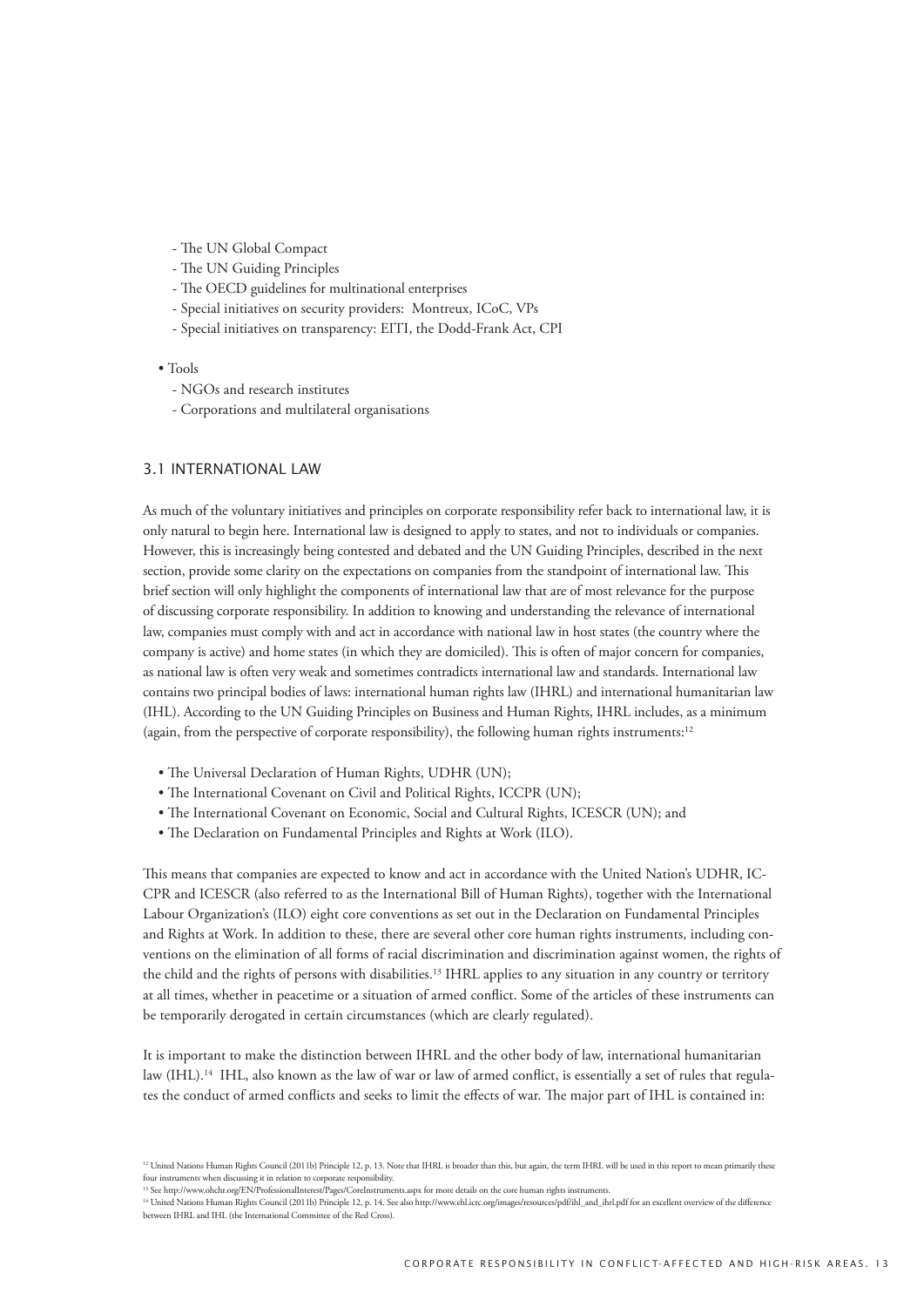- The UN Global Compact
- The UN Guiding Principles
- The OECD guidelines for multinational enterprises
- Special initiatives on security providers: Montreux, ICoC, VPs
- Special initiatives on transparency: EITI, the Dodd-Frank Act, CPI

• Tools
  - NGOs and research institutes
  - Corporations and multilateral organisations

## 3.1 INTERNATIONAL LAW

As much of the voluntary initiatives and principles on corporate responsibility refer back to international law, it is only natural to begin here. International law is designed to apply to states, and not to individuals or companies. However, this is increasingly being contested and debated and the UN Guiding Principles, described in the next section, provide some clarity on the expectations on companies from the standpoint of international law. This brief section will only highlight the components of international law that are of most relevance for the purpose of discussing corporate responsibility. In addition to knowing and understanding the relevance of international law, companies must comply with and act in accordance with national law in host states (the country where the company is active) and home states (in which they are domiciled). This is often of major concern for companies, as national law is often very weak and sometimes contradicts international law and standards. International law contains two principal bodies of laws: international human rights law (IHRL) and international humanitarian law (IHL). According to the UN Guiding Principles on Business and Human Rights, IHRL includes, as a minimum (again, from the perspective of corporate responsibility), the following human rights instruments:[12]

- The Universal Declaration of Human Rights, UDHR (UN);
- The International Covenant on Civil and Political Rights, ICCPR (UN);
- The International Covenant on Economic, Social and Cultural Rights, ICESCR (UN); and
- The Declaration on Fundamental Principles and Rights at Work (ILO).

This means that companies are expected to know and act in accordance with the United Nation's UDHR, ICCPR and ICESCR (also referred to as the International Bill of Human Rights), together with the International Labour Organization's (ILO) eight core conventions as set out in the Declaration on Fundamental Principles and Rights at Work. In addition to these, there are several other core human rights instruments, including conventions on the elimination of all forms of racial discrimination and discrimination against women, the rights of the child and the rights of persons with disabilities.[13] IHRL applies to any situation in any country or territory at all times, whether in peacetime or a situation of armed conflict. Some of the articles of these instruments can be temporarily derogated in certain circumstances (which are clearly regulated).

It is important to make the distinction between IHRL and the other body of law, international humanitarian law (IHL).[14] IHL, also known as the law of war or law of armed conflict, is essentially a set of rules that regulates the conduct of armed conflicts and seeks to limit the effects of war. The major part of IHL is contained in:

[12] United Nations Human Rights Council (2011b) Principle 12, p. 13. Note that IHRL is broader than this, but again, the term IHRL will be used in this report to mean primarily these four instruments when discussing it in relation to corporate responsibility.

[13] See http://www.ohchr.org/EN/ProfessionalInterest/Pages/CoreInstruments.aspx for more details on the core human rights instruments.

[14] United Nations Human Rights Council (2011b) Principle 12, p. 14. See also http://www.ehl.icrc.org/images/resources/pdf/ihl_and_ihrl.pdf for an excellent overview of the difference between IHRL and IHL (the International Committee of the Red Cross).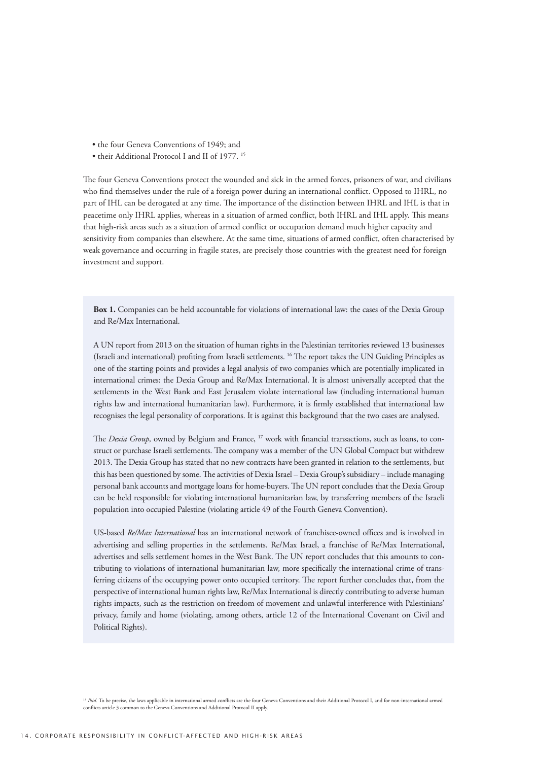- the four Geneva Conventions of 1949; and
- their Additional Protocol I and II of 1977. [15]

The four Geneva Conventions protect the wounded and sick in the armed forces, prisoners of war, and civilians who find themselves under the rule of a foreign power during an international conflict. Opposed to IHRL, no part of IHL can be derogated at any time. The importance of the distinction between IHRL and IHL is that in peacetime only IHRL applies, whereas in a situation of armed conflict, both IHRL and IHL apply. This means that high-risk areas such as a situation of armed conflict or occupation demand much higher capacity and sensitivity from companies than elsewhere. At the same time, situations of armed conflict, often characterised by weak governance and occurring in fragile states, are precisely those countries with the greatest need for foreign investment and support.

**Box 1.** Companies can be held accountable for violations of international law: the cases of the Dexia Group and Re/Max International.

A UN report from 2013 on the situation of human rights in the Palestinian territories reviewed 13 businesses (Israeli and international) profiting from Israeli settlements. [16] The report takes the UN Guiding Principles as one of the starting points and provides a legal analysis of two companies which are potentially implicated in international crimes: the Dexia Group and Re/Max International. It is almost universally accepted that the settlements in the West Bank and East Jerusalem violate international law (including international human rights law and international humanitarian law). Furthermore, it is firmly established that international law recognises the legal personality of corporations. It is against this background that the two cases are analysed.

The *Dexia Group*, owned by Belgium and France, [17] work with financial transactions, such as loans, to construct or purchase Israeli settlements. The company was a member of the UN Global Compact but withdrew 2013. The Dexia Group has stated that no new contracts have been granted in relation to the settlements, but this has been questioned by some. The activities of Dexia Israel – Dexia Group's subsidiary – include managing personal bank accounts and mortgage loans for home-buyers. The UN report concludes that the Dexia Group can be held responsible for violating international humanitarian law, by transferring members of the Israeli population into occupied Palestine (violating article 49 of the Fourth Geneva Convention).

US-based *Re/Max International* has an international network of franchisee-owned offices and is involved in advertising and selling properties in the settlements. Re/Max Israel, a franchise of Re/Max International, advertises and sells settlement homes in the West Bank. The UN report concludes that this amounts to contributing to violations of international humanitarian law, more specifically the international crime of transferring citizens of the occupying power onto occupied territory. The report further concludes that, from the perspective of international human rights law, Re/Max International is directly contributing to adverse human rights impacts, such as the restriction on freedom of movement and unlawful interference with Palestinians' privacy, family and home (violating, among others, article 12 of the International Covenant on Civil and Political Rights).

[15] *Ibid.* To be precise, the laws applicable in international armed conflicts are the four Geneva Conventions and their Additional Protocol I, and for non-international armed conflicts article 3 common to the Geneva Conventions and Additional Protocol II apply.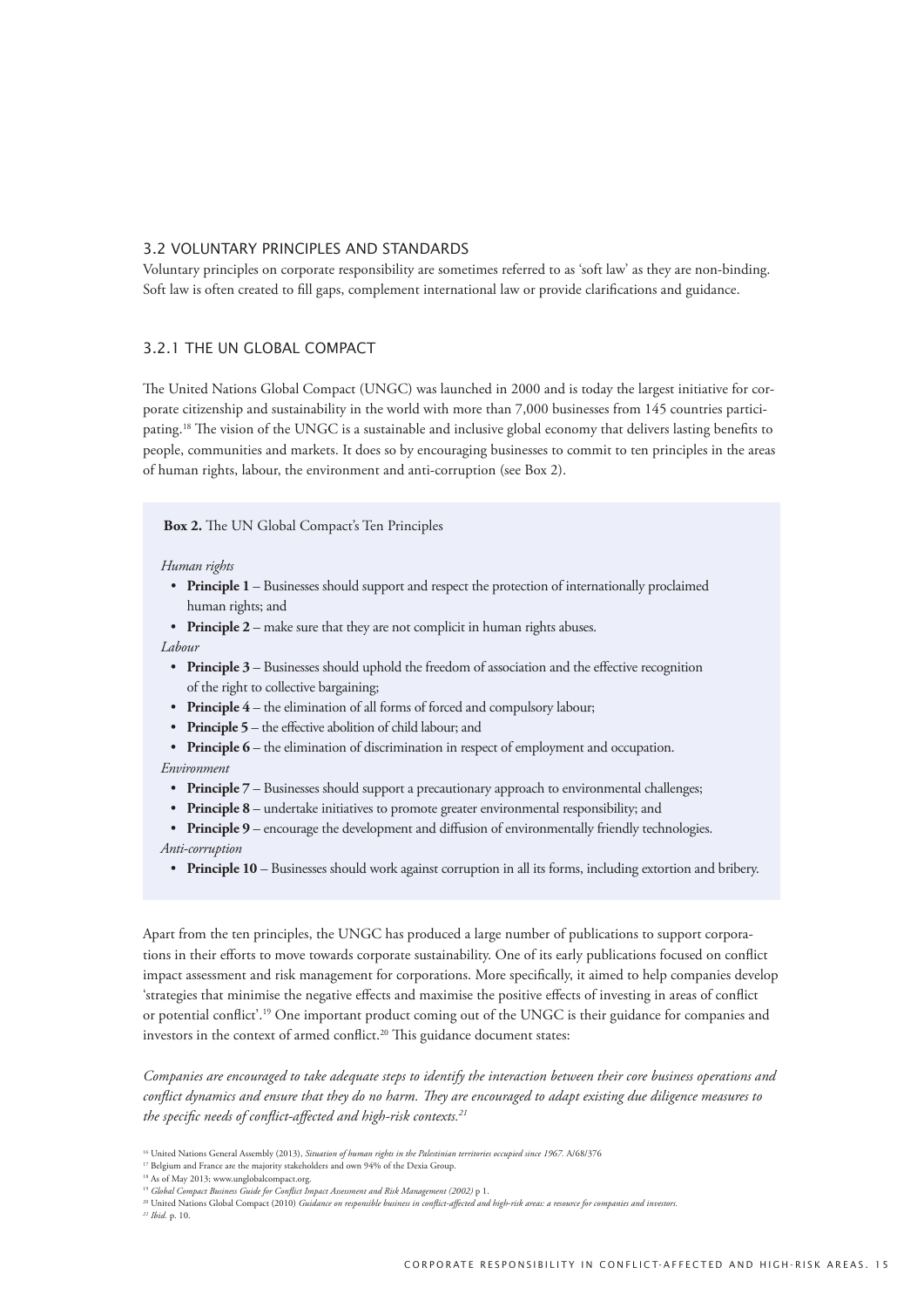## 3.2 VOLUNTARY PRINCIPLES AND STANDARDS

Voluntary principles on corporate responsibility are sometimes referred to as 'soft law' as they are non-binding. Soft law is often created to fill gaps, complement international law or provide clarifications and guidance.

### 3.2.1 THE UN GLOBAL COMPACT

The United Nations Global Compact (UNGC) was launched in 2000 and is today the largest initiative for corporate citizenship and sustainability in the world with more than 7,000 businesses from 145 countries participating.[18] The vision of the UNGC is a sustainable and inclusive global economy that delivers lasting benefits to people, communities and markets. It does so by encouraging businesses to commit to ten principles in the areas of human rights, labour, the environment and anti-corruption (see Box 2).

**Box 2.** The UN Global Compact's Ten Principles

*Human rights*

- **Principle 1** – Businesses should support and respect the protection of internationally proclaimed human rights; and
- **Principle 2** – make sure that they are not complicit in human rights abuses.

*Labour*

- **Principle 3** – Businesses should uphold the freedom of association and the effective recognition of the right to collective bargaining;
- **Principle 4** – the elimination of all forms of forced and compulsory labour;
- **Principle 5** – the effective abolition of child labour; and
- **Principle 6** – the elimination of discrimination in respect of employment and occupation.

*Environment*

- **Principle 7** – Businesses should support a precautionary approach to environmental challenges;
- **Principle 8** – undertake initiatives to promote greater environmental responsibility; and
- **Principle 9** – encourage the development and diffusion of environmentally friendly technologies.

*Anti-corruption*

- **Principle 10** – Businesses should work against corruption in all its forms, including extortion and bribery.

Apart from the ten principles, the UNGC has produced a large number of publications to support corporations in their efforts to move towards corporate sustainability. One of its early publications focused on conflict impact assessment and risk management for corporations. More specifically, it aimed to help companies develop 'strategies that minimise the negative effects and maximise the positive effects of investing in areas of conflict or potential conflict'.[19] One important product coming out of the UNGC is their guidance for companies and investors in the context of armed conflict.[20] This guidance document states:

*Companies are encouraged to take adequate steps to identify the interaction between their core business operations and conflict dynamics and ensure that they do no harm. They are encouraged to adapt existing due diligence measures to the specific needs of conflict-affected and high-risk contexts.[21]*

[16] United Nations General Assembly (2013), *Situation of human rights in the Palestinian territories occupied since 1967.* A/68/376

[17] Belgium and France are the majority stakeholders and own 94% of the Dexia Group.

[18] As of May 2013; www.unglobalcompact.org.

[19] *Global Compact Business Guide for Conflict Impact Assessment and Risk Management (2002)* p 1.

[20] United Nations Global Compact (2010) *Guidance on responsible business in conflict-affected and high-risk areas: a resource for companies and investors.*

[21] *Ibid.* p. 10.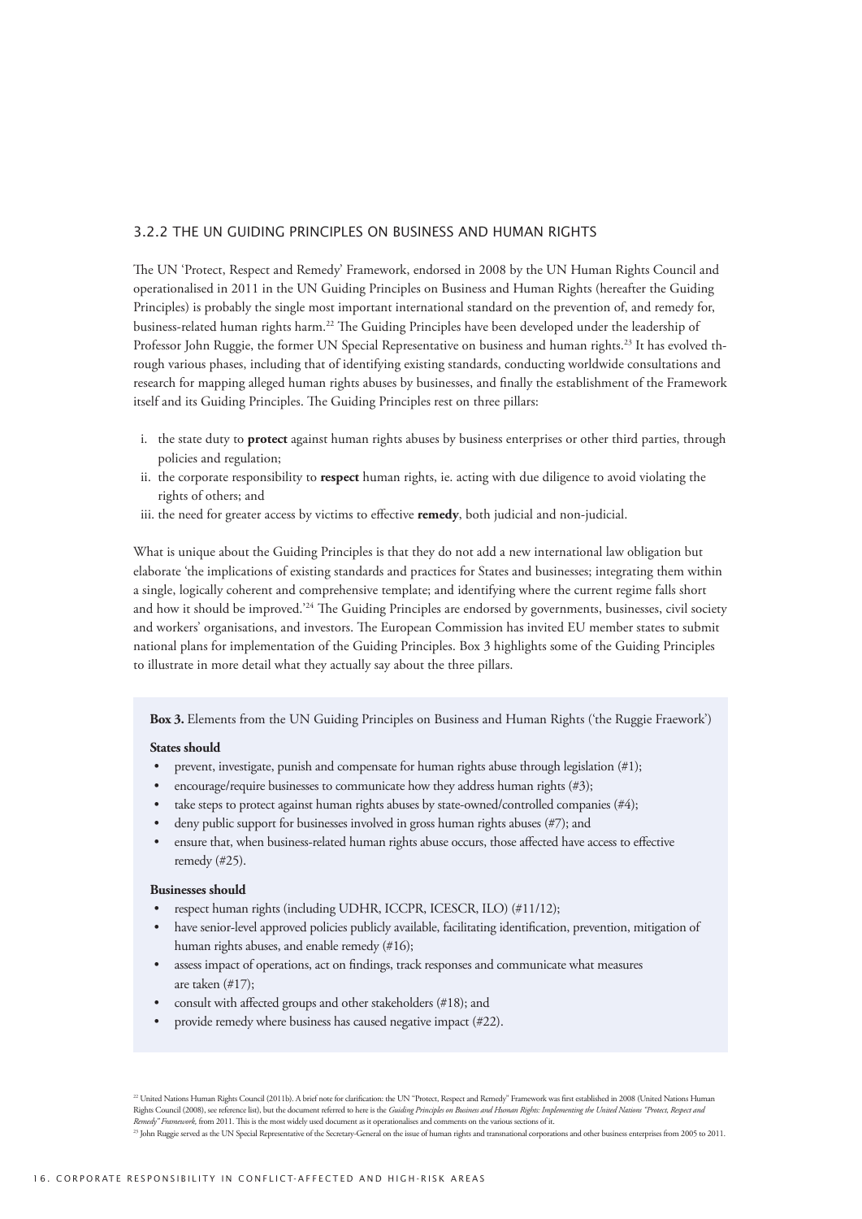### 3.2.2 THE UN GUIDING PRINCIPLES ON BUSINESS AND HUMAN RIGHTS

The UN 'Protect, Respect and Remedy' Framework, endorsed in 2008 by the UN Human Rights Council and operationalised in 2011 in the UN Guiding Principles on Business and Human Rights (hereafter the Guiding Principles) is probably the single most important international standard on the prevention of, and remedy for, business-related human rights harm.[22] The Guiding Principles have been developed under the leadership of Professor John Ruggie, the former UN Special Representative on business and human rights.[23] It has evolved through various phases, including that of identifying existing standards, conducting worldwide consultations and research for mapping alleged human rights abuses by businesses, and finally the establishment of the Framework itself and its Guiding Principles. The Guiding Principles rest on three pillars:

i. the state duty to **protect** against human rights abuses by business enterprises or other third parties, through policies and regulation;
ii. the corporate responsibility to **respect** human rights, ie. acting with due diligence to avoid violating the rights of others; and
iii. the need for greater access by victims to effective **remedy**, both judicial and non-judicial.

What is unique about the Guiding Principles is that they do not add a new international law obligation but elaborate 'the implications of existing standards and practices for States and businesses; integrating them within a single, logically coherent and comprehensive template; and identifying where the current regime falls short and how it should be improved.'[24] The Guiding Principles are endorsed by governments, businesses, civil society and workers' organisations, and investors. The European Commission has invited EU member states to submit national plans for implementation of the Guiding Principles. Box 3 highlights some of the Guiding Principles to illustrate in more detail what they actually say about the three pillars.

**Box 3.** Elements from the UN Guiding Principles on Business and Human Rights ('the Ruggie Fraework')

**States should**

- prevent, investigate, punish and compensate for human rights abuse through legislation (#1);
- encourage/require businesses to communicate how they address human rights (#3);
- take steps to protect against human rights abuses by state-owned/controlled companies (#4);
- deny public support for businesses involved in gross human rights abuses (#7); and
- ensure that, when business-related human rights abuse occurs, those affected have access to effective remedy (#25).

**Businesses should**

- respect human rights (including UDHR, ICCPR, ICESCR, ILO) (#11/12);
- have senior-level approved policies publicly available, facilitating identification, prevention, mitigation of human rights abuses, and enable remedy (#16);
- assess impact of operations, act on findings, track responses and communicate what measures are taken (#17);
- consult with affected groups and other stakeholders (#18); and
- provide remedy where business has caused negative impact (#22).

[22] United Nations Human Rights Council (2011b). A brief note for clarification: the UN "Protect, Respect and Remedy" Framework was first established in 2008 (United Nations Human Rights Council (2008), see reference list), but the document referred to here is the *Guiding Principles on Business and Human Rights: Implementing the United Nations "Protect, Respect and Remedy" Framework,* from 2011. This is the most widely used document as it operationalises and comments on the various sections of it.

[23] John Ruggie served as the UN Special Representative of the Secretary-General on the issue of human rights and transnational corporations and other business enterprises from 2005 to 2011.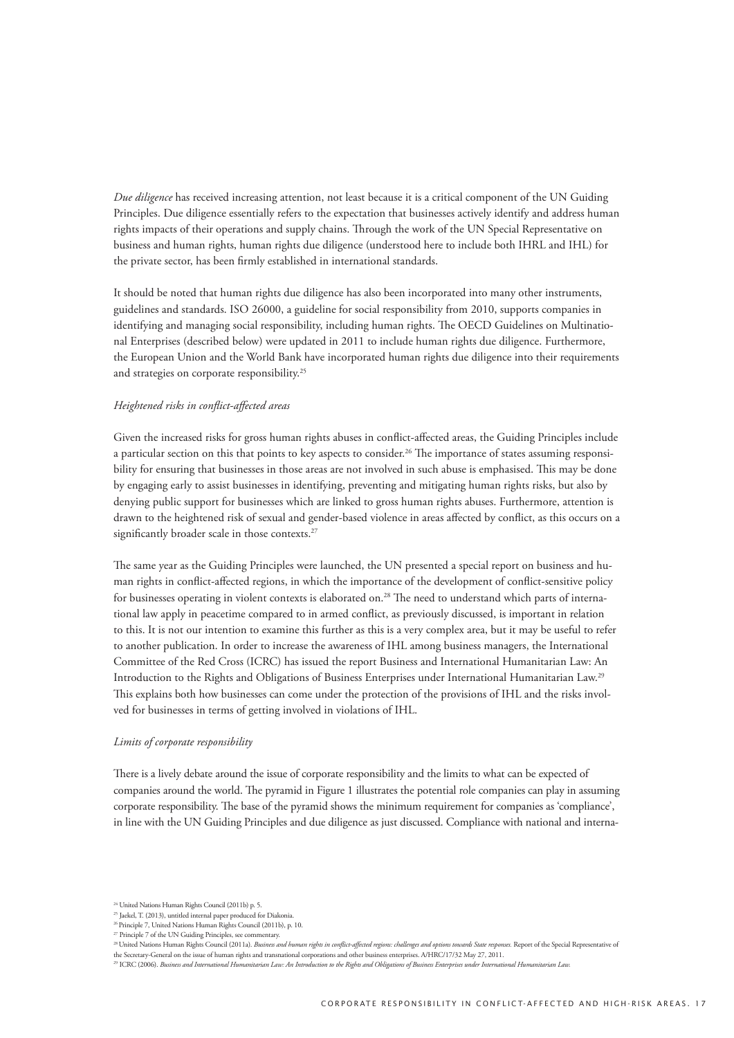*Due diligence* has received increasing attention, not least because it is a critical component of the UN Guiding Principles. Due diligence essentially refers to the expectation that businesses actively identify and address human rights impacts of their operations and supply chains. Through the work of the UN Special Representative on business and human rights, human rights due diligence (understood here to include both IHRL and IHL) for the private sector, has been firmly established in international standards.

It should be noted that human rights due diligence has also been incorporated into many other instruments, guidelines and standards. ISO 26000, a guideline for social responsibility from 2010, supports companies in identifying and managing social responsibility, including human rights. The OECD Guidelines on Multinational Enterprises (described below) were updated in 2011 to include human rights due diligence. Furthermore, the European Union and the World Bank have incorporated human rights due diligence into their requirements and strategies on corporate responsibility.[25]

*Heightened risks in conflict-affected areas*

Given the increased risks for gross human rights abuses in conflict-affected areas, the Guiding Principles include a particular section on this that points to key aspects to consider.[26] The importance of states assuming responsibility for ensuring that businesses in those areas are not involved in such abuse is emphasised. This may be done by engaging early to assist businesses in identifying, preventing and mitigating human rights risks, but also by denying public support for businesses which are linked to gross human rights abuses. Furthermore, attention is drawn to the heightened risk of sexual and gender-based violence in areas affected by conflict, as this occurs on a significantly broader scale in those contexts.[27]

The same year as the Guiding Principles were launched, the UN presented a special report on business and human rights in conflict-affected regions, in which the importance of the development of conflict-sensitive policy for businesses operating in violent contexts is elaborated on.[28] The need to understand which parts of international law apply in peacetime compared to in armed conflict, as previously discussed, is important in relation to this. It is not our intention to examine this further as this is a very complex area, but it may be useful to refer to another publication. In order to increase the awareness of IHL among business managers, the International Committee of the Red Cross (ICRC) has issued the report Business and International Humanitarian Law: An Introduction to the Rights and Obligations of Business Enterprises under International Humanitarian Law.[29] This explains both how businesses can come under the protection of the provisions of IHL and the risks involved for businesses in terms of getting involved in violations of IHL.

*Limits of corporate responsibility*

There is a lively debate around the issue of corporate responsibility and the limits to what can be expected of companies around the world. The pyramid in Figure 1 illustrates the potential role companies can play in assuming corporate responsibility. The base of the pyramid shows the minimum requirement for companies as 'compliance', in line with the UN Guiding Principles and due diligence as just discussed. Compliance with national and interna-

[24] United Nations Human Rights Council (2011b) p. 5.

[25] Jaekel, T. (2013), untitled internal paper produced for Diakonia.

[26] Principle 7, United Nations Human Rights Council (2011b), p. 10.

[27] Principle 7 of the UN Guiding Principles, see commentary.

[28] United Nations Human Rights Council (2011a). *Business and human rights in conflict-affected regions: challenges and options towards State responses.* Report of the Special Representative of the Secretary-General on the issue of human rights and transnational corporations and other business enterprises. A/HRC/17/32 May 27, 2011.

[29] ICRC (2006). *Business and International Humanitarian Law: An Introduction to the Rights and Obligations of Business Enterprises under International Humanitarian Law.*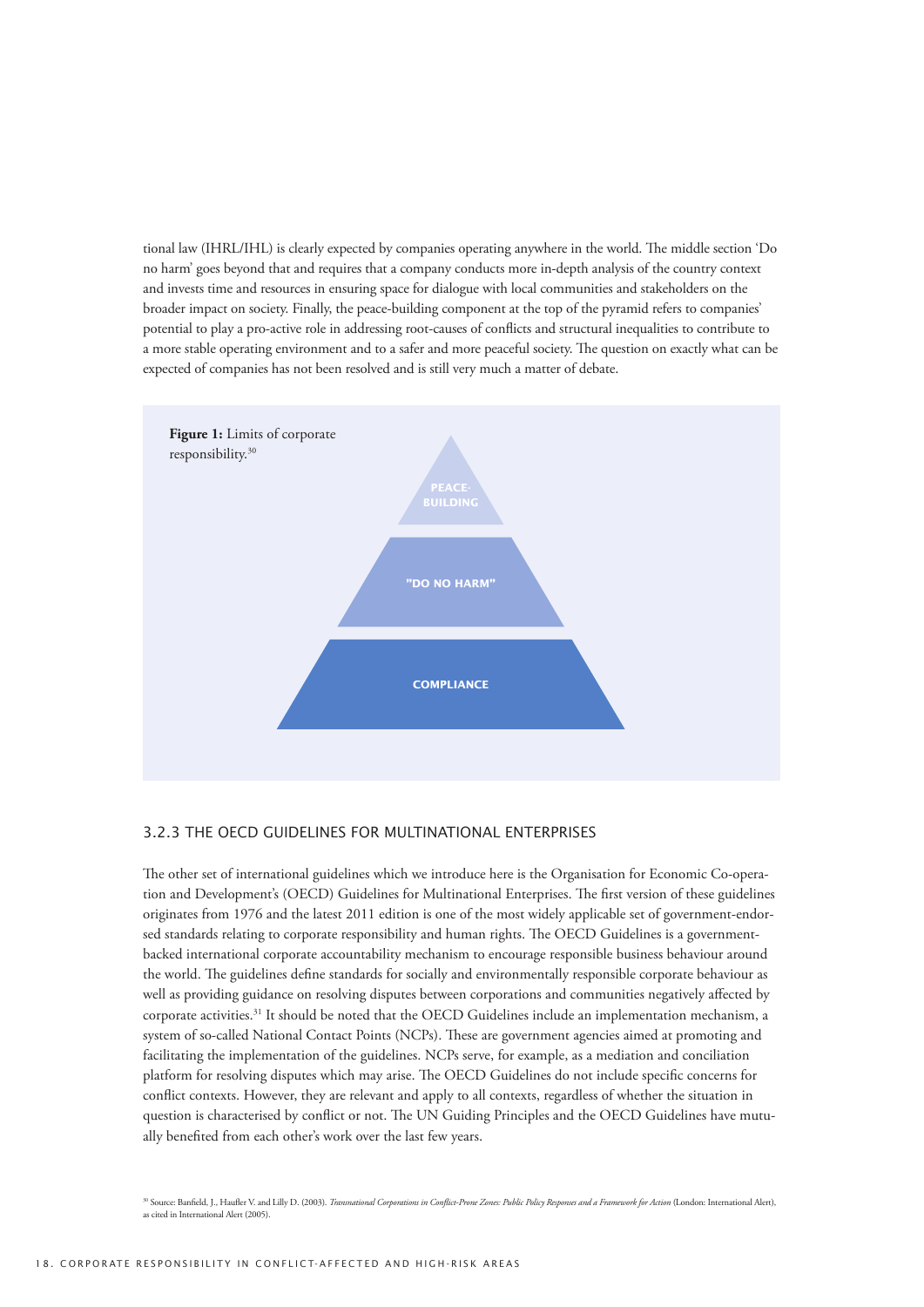tional law (IHRL/IHL) is clearly expected by companies operating anywhere in the world. The middle section 'Do no harm' goes beyond that and requires that a company conducts more in-depth analysis of the country context and invests time and resources in ensuring space for dialogue with local communities and stakeholders on the broader impact on society. Finally, the peace-building component at the top of the pyramid refers to companies' potential to play a pro-active role in addressing root-causes of conflicts and structural inequalities to contribute to a more stable operating environment and to a safer and more peaceful society. The question on exactly what can be expected of companies has not been resolved and is still very much a matter of debate.

**Figure 1:** Limits of corporate responsibility.[30]

PEACE-BUILDING

"DO NO HARM"

COMPLIANCE

### 3.2.3 THE OECD GUIDELINES FOR MULTINATIONAL ENTERPRISES

The other set of international guidelines which we introduce here is the Organisation for Economic Co-operation and Development's (OECD) Guidelines for Multinational Enterprises. The first version of these guidelines originates from 1976 and the latest 2011 edition is one of the most widely applicable set of government-endorsed standards relating to corporate responsibility and human rights. The OECD Guidelines is a government-backed international corporate accountability mechanism to encourage responsible business behaviour around the world. The guidelines define standards for socially and environmentally responsible corporate behaviour as well as providing guidance on resolving disputes between corporations and communities negatively affected by corporate activities.[31] It should be noted that the OECD Guidelines include an implementation mechanism, a system of so-called National Contact Points (NCPs). These are government agencies aimed at promoting and facilitating the implementation of the guidelines. NCPs serve, for example, as a mediation and conciliation platform for resolving disputes which may arise. The OECD Guidelines do not include specific concerns for conflict contexts. However, they are relevant and apply to all contexts, regardless of whether the situation in question is characterised by conflict or not. The UN Guiding Principles and the OECD Guidelines have mutually benefited from each other's work over the last few years.

[30] Source: Banfield, J., Haufler V. and Lilly D. (2003). *Transnational Corporations in Conflict-Prone Zones: Public Policy Responses and a Framework for Action* (London: International Alert), as cited in International Alert (2005).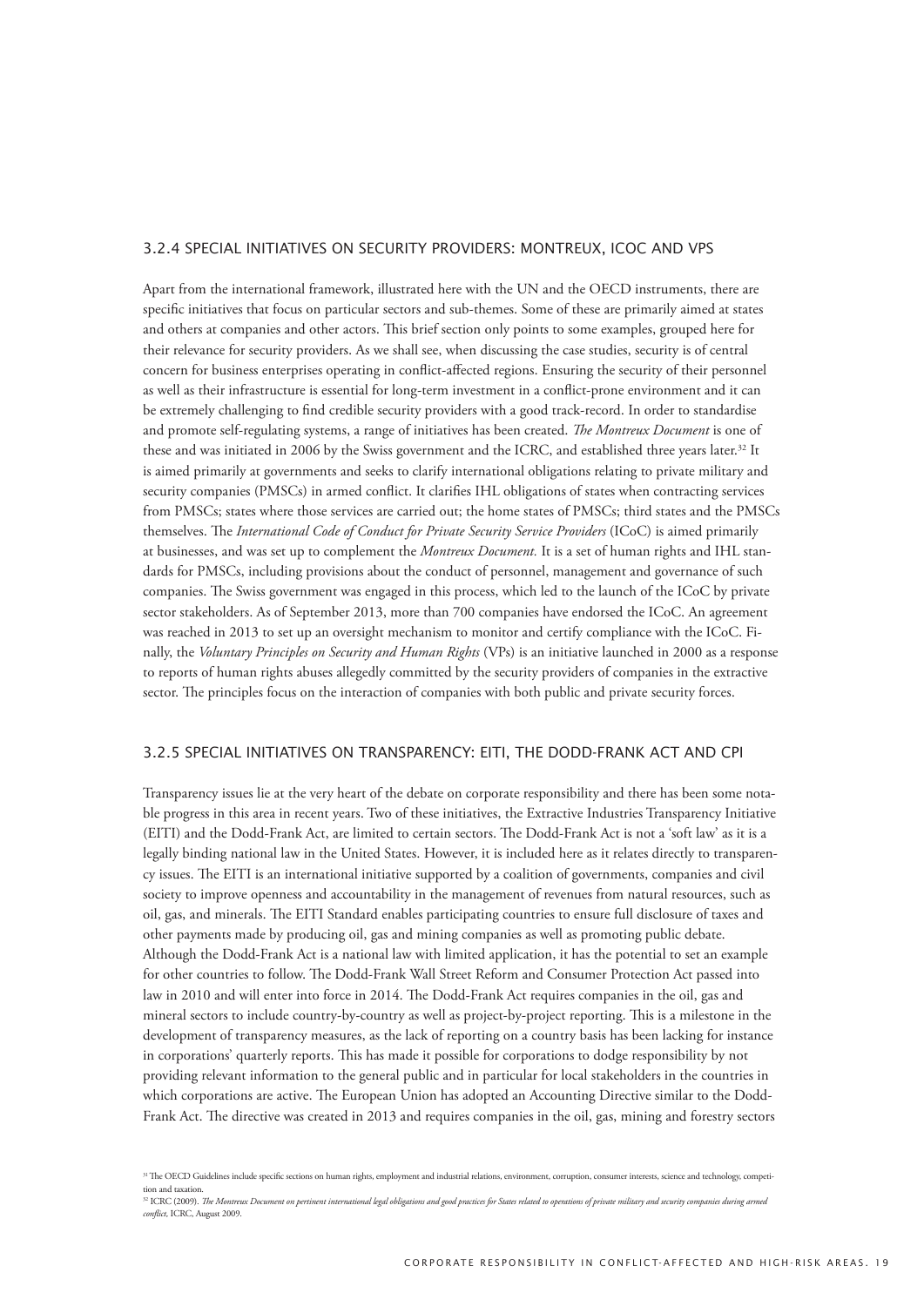### 3.2.4 SPECIAL INITIATIVES ON SECURITY PROVIDERS: MONTREUX, ICOC AND VPS

Apart from the international framework, illustrated here with the UN and the OECD instruments, there are specific initiatives that focus on particular sectors and sub-themes. Some of these are primarily aimed at states and others at companies and other actors. This brief section only points to some examples, grouped here for their relevance for security providers. As we shall see, when discussing the case studies, security is of central concern for business enterprises operating in conflict-affected regions. Ensuring the security of their personnel as well as their infrastructure is essential for long-term investment in a conflict-prone environment and it can be extremely challenging to find credible security providers with a good track-record. In order to standardise and promote self-regulating systems, a range of initiatives has been created. *The Montreux Document* is one of these and was initiated in 2006 by the Swiss government and the ICRC, and established three years later.[32] It is aimed primarily at governments and seeks to clarify international obligations relating to private military and security companies (PMSCs) in armed conflict. It clarifies IHL obligations of states when contracting services from PMSCs; states where those services are carried out; the home states of PMSCs; third states and the PMSCs themselves. The *International Code of Conduct for Private Security Service Providers* (ICoC) is aimed primarily at businesses, and was set up to complement the *Montreux Document.* It is a set of human rights and IHL standards for PMSCs, including provisions about the conduct of personnel, management and governance of such companies. The Swiss government was engaged in this process, which led to the launch of the ICoC by private sector stakeholders. As of September 2013, more than 700 companies have endorsed the ICoC. An agreement was reached in 2013 to set up an oversight mechanism to monitor and certify compliance with the ICoC. Finally, the *Voluntary Principles on Security and Human Rights* (VPs) is an initiative launched in 2000 as a response to reports of human rights abuses allegedly committed by the security providers of companies in the extractive sector. The principles focus on the interaction of companies with both public and private security forces.

### 3.2.5 SPECIAL INITIATIVES ON TRANSPARENCY: EITI, THE DODD-FRANK ACT AND CPI

Transparency issues lie at the very heart of the debate on corporate responsibility and there has been some notable progress in this area in recent years. Two of these initiatives, the Extractive Industries Transparency Initiative (EITI) and the Dodd-Frank Act, are limited to certain sectors. The Dodd-Frank Act is not a 'soft law' as it is a legally binding national law in the United States. However, it is included here as it relates directly to transparency issues. The EITI is an international initiative supported by a coalition of governments, companies and civil society to improve openness and accountability in the management of revenues from natural resources, such as oil, gas, and minerals. The EITI Standard enables participating countries to ensure full disclosure of taxes and other payments made by producing oil, gas and mining companies as well as promoting public debate. Although the Dodd-Frank Act is a national law with limited application, it has the potential to set an example for other countries to follow. The Dodd-Frank Wall Street Reform and Consumer Protection Act passed into law in 2010 and will enter into force in 2014. The Dodd-Frank Act requires companies in the oil, gas and mineral sectors to include country-by-country as well as project-by-project reporting. This is a milestone in the development of transparency measures, as the lack of reporting on a country basis has been lacking for instance in corporations' quarterly reports. This has made it possible for corporations to dodge responsibility by not providing relevant information to the general public and in particular for local stakeholders in the countries in which corporations are active. The European Union has adopted an Accounting Directive similar to the Dodd-Frank Act. The directive was created in 2013 and requires companies in the oil, gas, mining and forestry sectors

[31] The OECD Guidelines include specific sections on human rights, employment and industrial relations, environment, corruption, consumer interests, science and technology, competition and taxation.

[32] ICRC (2009). *The Montreux Document on pertinent international legal obligations and good practices for States related to operations of private military and security companies during armed conflict,* ICRC, August 2009.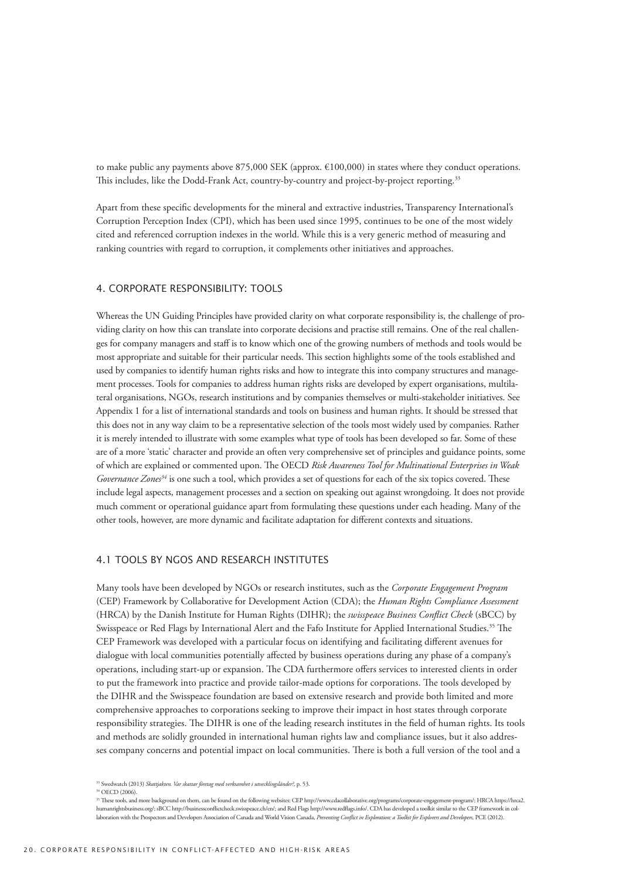to make public any payments above 875,000 SEK (approx. €100,000) in states where they conduct operations. This includes, like the Dodd-Frank Act, country-by-country and project-by-project reporting.[33]

Apart from these specific developments for the mineral and extractive industries, Transparency International's Corruption Perception Index (CPI), which has been used since 1995, continues to be one of the most widely cited and referenced corruption indexes in the world. While this is a very generic method of measuring and ranking countries with regard to corruption, it complements other initiatives and approaches.

## 4. CORPORATE RESPONSIBILITY: TOOLS

Whereas the UN Guiding Principles have provided clarity on what corporate responsibility is, the challenge of providing clarity on how this can translate into corporate decisions and practise still remains. One of the real challenges for company managers and staff is to know which one of the growing numbers of methods and tools would be most appropriate and suitable for their particular needs. This section highlights some of the tools established and used by companies to identify human rights risks and how to integrate this into company structures and management processes. Tools for companies to address human rights risks are developed by expert organisations, multilateral organisations, NGOs, research institutions and by companies themselves or multi-stakeholder initiatives. See Appendix 1 for a list of international standards and tools on business and human rights. It should be stressed that this does not in any way claim to be a representative selection of the tools most widely used by companies. Rather it is merely intended to illustrate with some examples what type of tools has been developed so far. Some of these are of a more 'static' character and provide an often very comprehensive set of principles and guidance points, some of which are explained or commented upon. The OECD *Risk Awareness Tool for Multinational Enterprises in Weak Governance Zones*[34] is one such a tool, which provides a set of questions for each of the six topics covered. These include legal aspects, management processes and a section on speaking out against wrongdoing. It does not provide much comment or operational guidance apart from formulating these questions under each heading. Many of the other tools, however, are more dynamic and facilitate adaptation for different contexts and situations.

### 4.1 TOOLS BY NGOS AND RESEARCH INSTITUTES

Many tools have been developed by NGOs or research institutes, such as the *Corporate Engagement Program* (CEP) Framework by Collaborative for Development Action (CDA); the *Human Rights Compliance Assessment* (HRCA) by the Danish Institute for Human Rights (DIHR); the *swisspeace Business Conflict Check* (sBCC) by Swisspeace or Red Flags by International Alert and the Fafo Institute for Applied International Studies.[35] The CEP Framework was developed with a particular focus on identifying and facilitating different avenues for dialogue with local communities potentially affected by business operations during any phase of a company's operations, including start-up or expansion. The CDA furthermore offers services to interested clients in order to put the framework into practice and provide tailor-made options for corporations. The tools developed by the DIHR and the Swisspeace foundation are based on extensive research and provide both limited and more comprehensive approaches to corporations seeking to improve their impact in host states through corporate responsibility strategies. The DIHR is one of the leading research institutes in the field of human rights. Its tools and methods are solidly grounded in international human rights law and compliance issues, but it also addresses company concerns and potential impact on local communities. There is both a full version of the tool and a

---

[33] Swedwatch (2013) *Skattjakten. Var skattar företag med verksamhet i utvecklingsländer?*, p. 53.

[34] OECD (2006).

[35] These tools, and more background on them, can be found on the following websites: CEP http://www.cdacollaborative.org/programs/corporate-engagement-program/; HRCA https://hrca2.humanrightsbusiness.org/; sBCC http://businessconflictcheck.swisspeace.ch/en/; and Red Flags http://www.redflags.info/. CDA has developed a toolkit similar to the CEP framework in collaboration with the Prospectors and Developers Association of Canada and World Vision Canada, *Preventing Conflict in Exploration: a Toolkit for Explorers and Developers*, PCE (2012).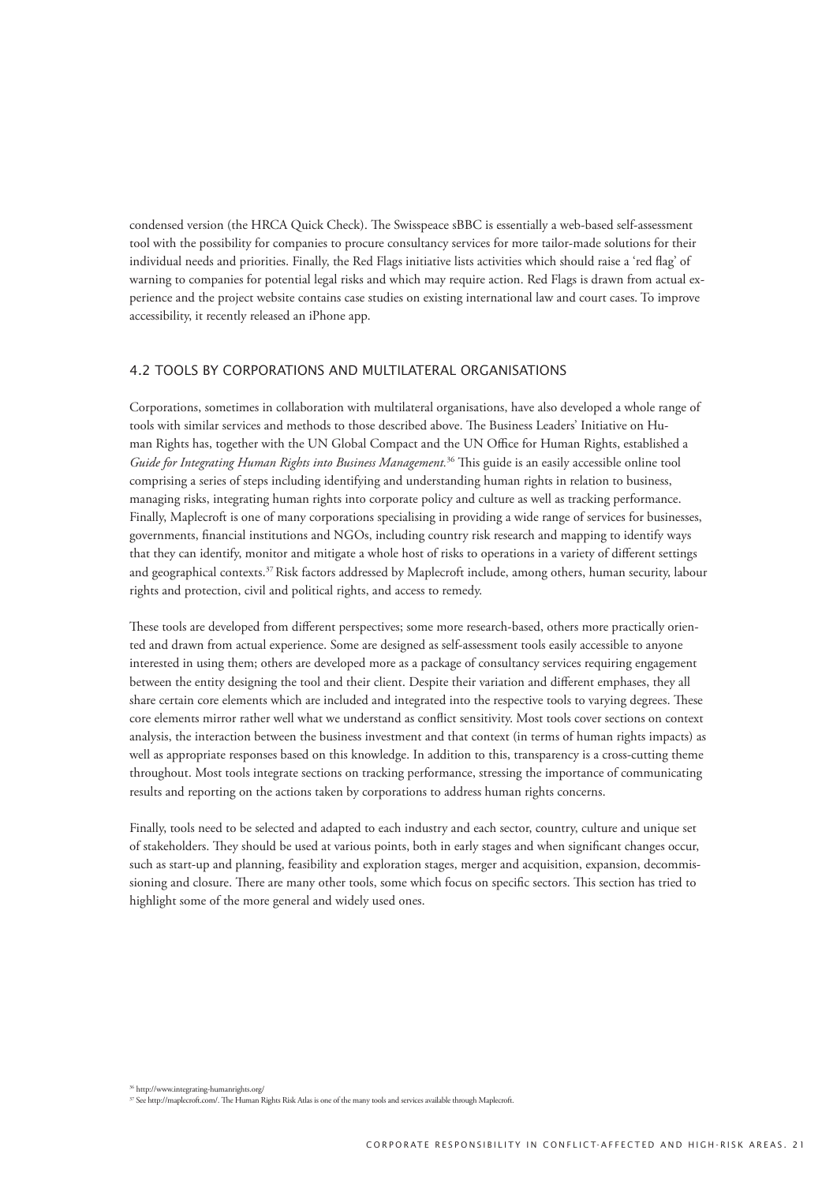condensed version (the HRCA Quick Check). The Swisspeace sBBC is essentially a web-based self-assessment tool with the possibility for companies to procure consultancy services for more tailor-made solutions for their individual needs and priorities. Finally, the Red Flags initiative lists activities which should raise a 'red flag' of warning to companies for potential legal risks and which may require action. Red Flags is drawn from actual experience and the project website contains case studies on existing international law and court cases. To improve accessibility, it recently released an iPhone app.

## 4.2 TOOLS BY CORPORATIONS AND MULTILATERAL ORGANISATIONS

Corporations, sometimes in collaboration with multilateral organisations, have also developed a whole range of tools with similar services and methods to those described above. The Business Leaders' Initiative on Human Rights has, together with the UN Global Compact and the UN Office for Human Rights, established a *Guide for Integrating Human Rights into Business Management.*[36] This guide is an easily accessible online tool comprising a series of steps including identifying and understanding human rights in relation to business, managing risks, integrating human rights into corporate policy and culture as well as tracking performance. Finally, Maplecroft is one of many corporations specialising in providing a wide range of services for businesses, governments, financial institutions and NGOs, including country risk research and mapping to identify ways that they can identify, monitor and mitigate a whole host of risks to operations in a variety of different settings and geographical contexts.[37] Risk factors addressed by Maplecroft include, among others, human security, labour rights and protection, civil and political rights, and access to remedy.

These tools are developed from different perspectives; some more research-based, others more practically oriented and drawn from actual experience. Some are designed as self-assessment tools easily accessible to anyone interested in using them; others are developed more as a package of consultancy services requiring engagement between the entity designing the tool and their client. Despite their variation and different emphases, they all share certain core elements which are included and integrated into the respective tools to varying degrees. These core elements mirror rather well what we understand as conflict sensitivity. Most tools cover sections on context analysis, the interaction between the business investment and that context (in terms of human rights impacts) as well as appropriate responses based on this knowledge. In addition to this, transparency is a cross-cutting theme throughout. Most tools integrate sections on tracking performance, stressing the importance of communicating results and reporting on the actions taken by corporations to address human rights concerns.

Finally, tools need to be selected and adapted to each industry and each sector, country, culture and unique set of stakeholders. They should be used at various points, both in early stages and when significant changes occur, such as start-up and planning, feasibility and exploration stages, merger and acquisition, expansion, decommissioning and closure. There are many other tools, some which focus on specific sectors. This section has tried to highlight some of the more general and widely used ones.

[36] http://www.integrating-humanrights.org/

[37] See http://maplecroft.com/. The Human Rights Risk Atlas is one of the many tools and services available through Maplecroft.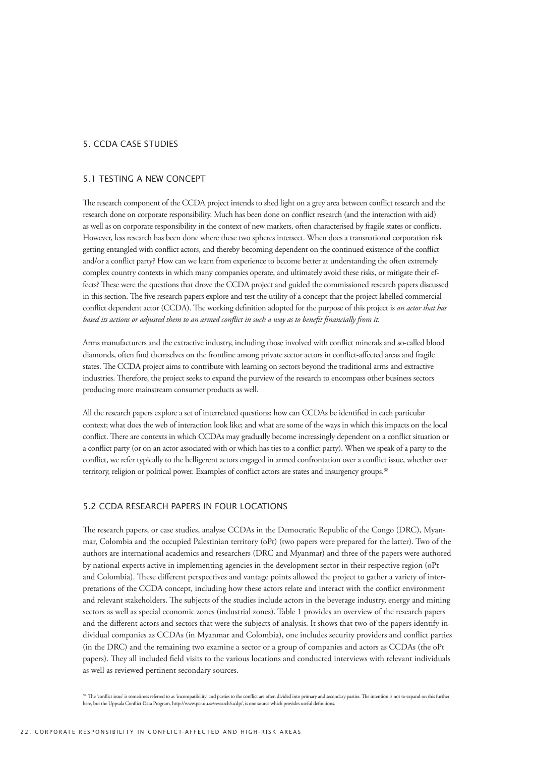## 5. CCDA CASE STUDIES

### 5.1 TESTING A NEW CONCEPT

The research component of the CCDA project intends to shed light on a grey area between conflict research and the research done on corporate responsibility. Much has been done on conflict research (and the interaction with aid) as well as on corporate responsibility in the context of new markets, often characterised by fragile states or conflicts. However, less research has been done where these two spheres intersect. When does a transnational corporation risk getting entangled with conflict actors, and thereby becoming dependent on the continued existence of the conflict and/or a conflict party? How can we learn from experience to become better at understanding the often extremely complex country contexts in which many companies operate, and ultimately avoid these risks, or mitigate their effects? These were the questions that drove the CCDA project and guided the commissioned research papers discussed in this section. The five research papers explore and test the utility of a concept that the project labelled commercial conflict dependent actor (CCDA). The working definition adopted for the purpose of this project is *an actor that has based its actions or adjusted them to an armed conflict in such a way as to benefit financially from it.*

Arms manufacturers and the extractive industry, including those involved with conflict minerals and so-called blood diamonds, often find themselves on the frontline among private sector actors in conflict-affected areas and fragile states. The CCDA project aims to contribute with learning on sectors beyond the traditional arms and extractive industries. Therefore, the project seeks to expand the purview of the research to encompass other business sectors producing more mainstream consumer products as well.

All the research papers explore a set of interrelated questions: how can CCDAs be identified in each particular context; what does the web of interaction look like; and what are some of the ways in which this impacts on the local conflict. There are contexts in which CCDAs may gradually become increasingly dependent on a conflict situation or a conflict party (or on an actor associated with or which has ties to a conflict party). When we speak of a party to the conflict, we refer typically to the belligerent actors engaged in armed confrontation over a conflict issue, whether over territory, religion or political power. Examples of conflict actors are states and insurgency groups.[38]

### 5.2 CCDA RESEARCH PAPERS IN FOUR LOCATIONS

The research papers, or case studies, analyse CCDAs in the Democratic Republic of the Congo (DRC), Myanmar, Colombia and the occupied Palestinian territory (oPt) (two papers were prepared for the latter). Two of the authors are international academics and researchers (DRC and Myanmar) and three of the papers were authored by national experts active in implementing agencies in the development sector in their respective region (oPt and Colombia). These different perspectives and vantage points allowed the project to gather a variety of interpretations of the CCDA concept, including how these actors relate and interact with the conflict environment and relevant stakeholders. The subjects of the studies include actors in the beverage industry, energy and mining sectors as well as special economic zones (industrial zones). Table 1 provides an overview of the research papers and the different actors and sectors that were the subjects of analysis. It shows that two of the papers identify individual companies as CCDAs (in Myanmar and Colombia), one includes security providers and conflict parties (in the DRC) and the remaining two examine a sector or a group of companies and actors as CCDAs (the oPt papers). They all included field visits to the various locations and conducted interviews with relevant individuals as well as reviewed pertinent secondary sources.

[38] The 'conflict issue' is sometimes referred to as 'incompatibility' and parties to the conflict are often divided into primary and secondary parties. The intention is not to expand on this further here, but the Uppsala Conflict Data Program, http://www.pcr.uu.se/research/ucdp/, is one source which provides useful definitions.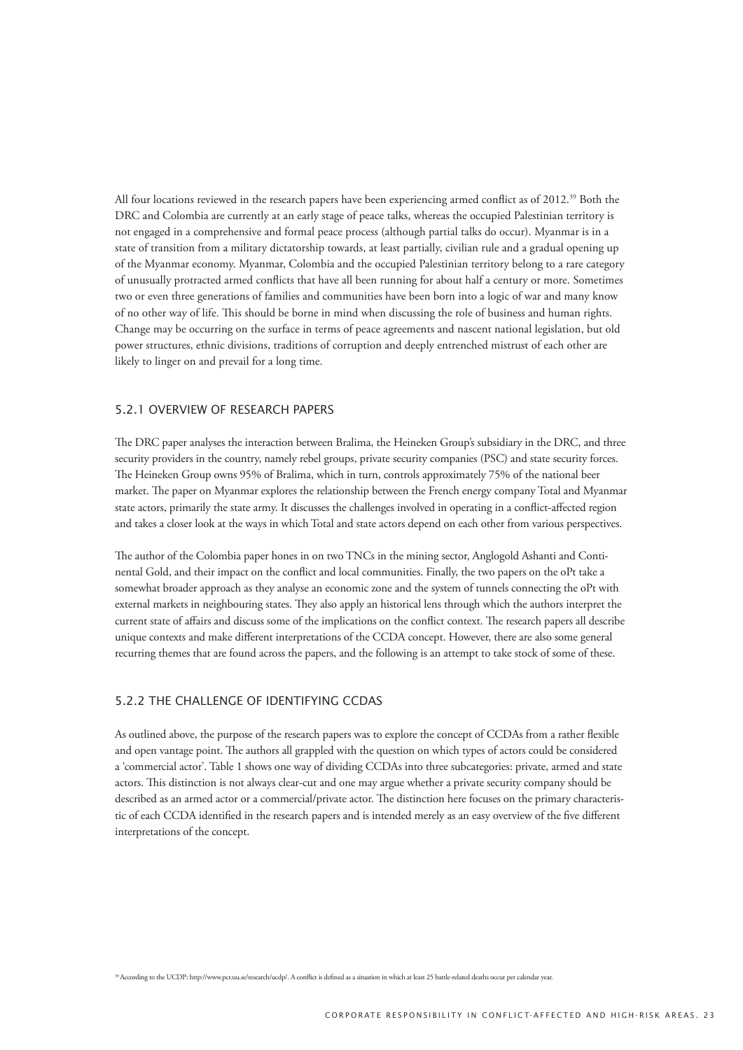All four locations reviewed in the research papers have been experiencing armed conflict as of 2012.[39] Both the DRC and Colombia are currently at an early stage of peace talks, whereas the occupied Palestinian territory is not engaged in a comprehensive and formal peace process (although partial talks do occur). Myanmar is in a state of transition from a military dictatorship towards, at least partially, civilian rule and a gradual opening up of the Myanmar economy. Myanmar, Colombia and the occupied Palestinian territory belong to a rare category of unusually protracted armed conflicts that have all been running for about half a century or more. Sometimes two or even three generations of families and communities have been born into a logic of war and many know of no other way of life. This should be borne in mind when discussing the role of business and human rights. Change may be occurring on the surface in terms of peace agreements and nascent national legislation, but old power structures, ethnic divisions, traditions of corruption and deeply entrenched mistrust of each other are likely to linger on and prevail for a long time.

### 5.2.1 OVERVIEW OF RESEARCH PAPERS

The DRC paper analyses the interaction between Bralima, the Heineken Group's subsidiary in the DRC, and three security providers in the country, namely rebel groups, private security companies (PSC) and state security forces. The Heineken Group owns 95% of Bralima, which in turn, controls approximately 75% of the national beer market. The paper on Myanmar explores the relationship between the French energy company Total and Myanmar state actors, primarily the state army. It discusses the challenges involved in operating in a conflict-affected region and takes a closer look at the ways in which Total and state actors depend on each other from various perspectives.

The author of the Colombia paper hones in on two TNCs in the mining sector, Anglogold Ashanti and Continental Gold, and their impact on the conflict and local communities. Finally, the two papers on the oPt take a somewhat broader approach as they analyse an economic zone and the system of tunnels connecting the oPt with external markets in neighbouring states. They also apply an historical lens through which the authors interpret the current state of affairs and discuss some of the implications on the conflict context. The research papers all describe unique contexts and make different interpretations of the CCDA concept. However, there are also some general recurring themes that are found across the papers, and the following is an attempt to take stock of some of these.

### 5.2.2 THE CHALLENGE OF IDENTIFYING CCDAS

As outlined above, the purpose of the research papers was to explore the concept of CCDAs from a rather flexible and open vantage point. The authors all grappled with the question on which types of actors could be considered a 'commercial actor'. Table 1 shows one way of dividing CCDAs into three subcategories: private, armed and state actors. This distinction is not always clear-cut and one may argue whether a private security company should be described as an armed actor or a commercial/private actor. The distinction here focuses on the primary characteristic of each CCDA identified in the research papers and is intended merely as an easy overview of the five different interpretations of the concept.

[39] According to the UCDP; http://www.pcr.uu.se/research/ucdp/. A conflict is defined as a situation in which at least 25 battle-related deaths occur per calendar year.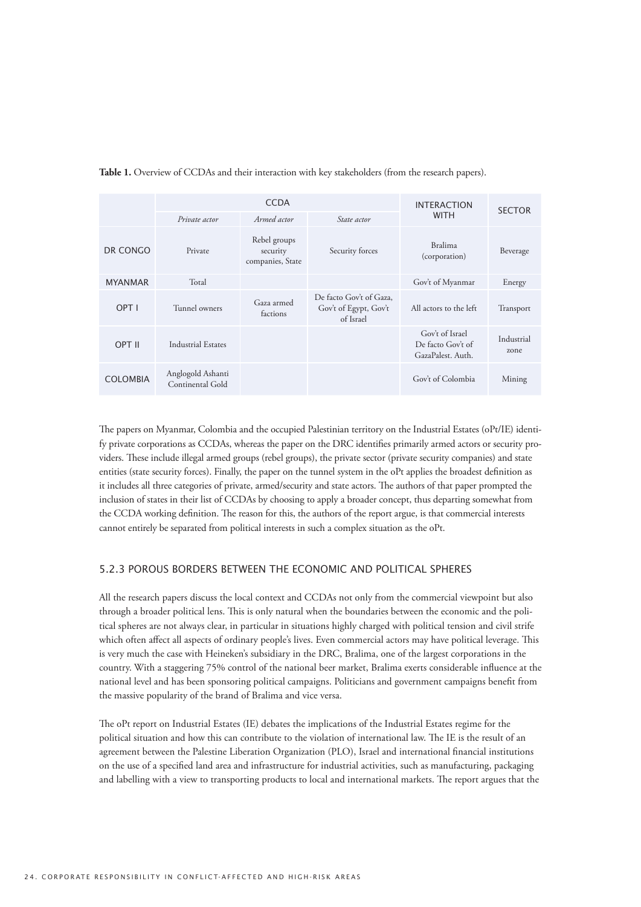**Table 1.** Overview of CCDAs and their interaction with key stakeholders (from the research papers).

| | CCDA | | | INTERACTION WITH | SECTOR |
|---|---|---|---|---|---|
| | *Private actor* | *Armed actor* | *State actor* | | |
| DR CONGO | Private | Rebel groups security companies, State | Security forces | Bralima (corporation) | Beverage |
| MYANMAR | Total | | | Gov't of Myanmar | Energy |
| OPT I | Tunnel owners | Gaza armed factions | De facto Gov't of Gaza, Gov't of Egypt, Gov't of Israel | All actors to the left | Transport |
| OPT II | Industrial Estates | | | Gov't of Israel De facto Gov't of GazaPalest. Auth. | Industrial zone |
| COLOMBIA | Anglogold Ashanti Continental Gold | | | Gov't of Colombia | Mining |

The papers on Myanmar, Colombia and the occupied Palestinian territory on the Industrial Estates (oPt/IE) identify private corporations as CCDAs, whereas the paper on the DRC identifies primarily armed actors or security providers. These include illegal armed groups (rebel groups), the private sector (private security companies) and state entities (state security forces). Finally, the paper on the tunnel system in the oPt applies the broadest definition as it includes all three categories of private, armed/security and state actors. The authors of that paper prompted the inclusion of states in their list of CCDAs by choosing to apply a broader concept, thus departing somewhat from the CCDA working definition. The reason for this, the authors of the report argue, is that commercial interests cannot entirely be separated from political interests in such a complex situation as the oPt.

### 5.2.3 POROUS BORDERS BETWEEN THE ECONOMIC AND POLITICAL SPHERES

All the research papers discuss the local context and CCDAs not only from the commercial viewpoint but also through a broader political lens. This is only natural when the boundaries between the economic and the political spheres are not always clear, in particular in situations highly charged with political tension and civil strife which often affect all aspects of ordinary people's lives. Even commercial actors may have political leverage. This is very much the case with Heineken's subsidiary in the DRC, Bralima, one of the largest corporations in the country. With a staggering 75% control of the national beer market, Bralima exerts considerable influence at the national level and has been sponsoring political campaigns. Politicians and government campaigns benefit from the massive popularity of the brand of Bralima and vice versa.

The oPt report on Industrial Estates (IE) debates the implications of the Industrial Estates regime for the political situation and how this can contribute to the violation of international law. The IE is the result of an agreement between the Palestine Liberation Organization (PLO), Israel and international financial institutions on the use of a specified land area and infrastructure for industrial activities, such as manufacturing, packaging and labelling with a view to transporting products to local and international markets. The report argues that the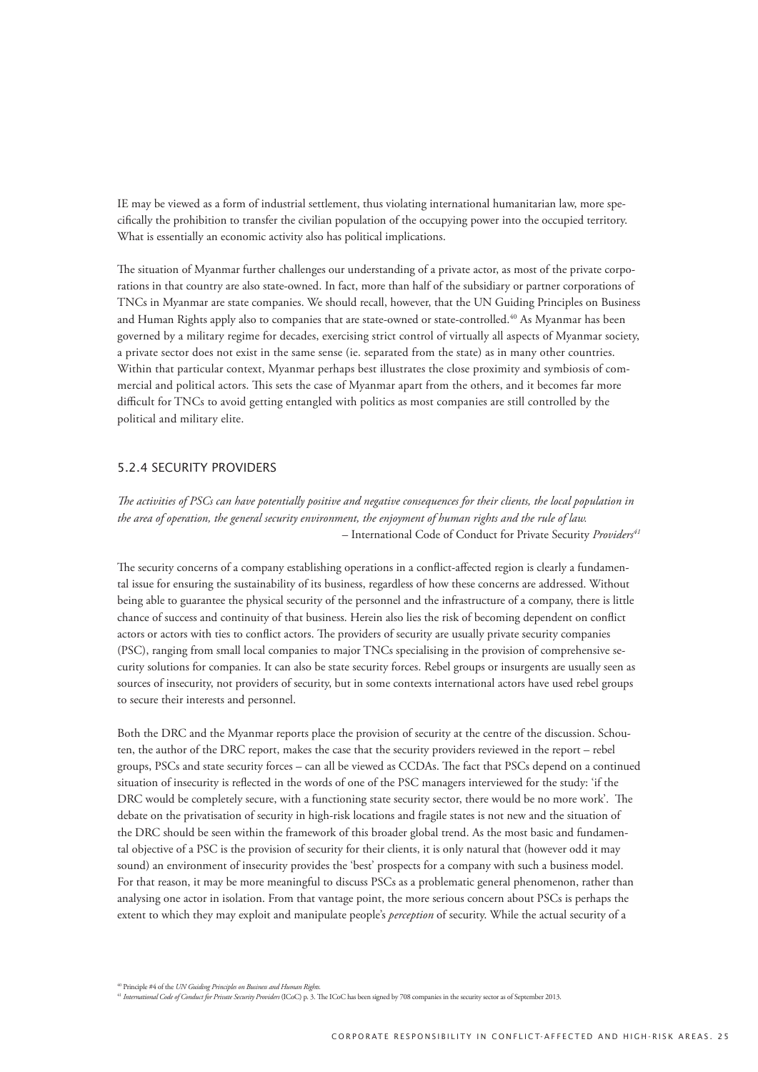IE may be viewed as a form of industrial settlement, thus violating international humanitarian law, more specifically the prohibition to transfer the civilian population of the occupying power into the occupied territory. What is essentially an economic activity also has political implications.

The situation of Myanmar further challenges our understanding of a private actor, as most of the private corporations in that country are also state-owned. In fact, more than half of the subsidiary or partner corporations of TNCs in Myanmar are state companies. We should recall, however, that the UN Guiding Principles on Business and Human Rights apply also to companies that are state-owned or state-controlled.[40] As Myanmar has been governed by a military regime for decades, exercising strict control of virtually all aspects of Myanmar society, a private sector does not exist in the same sense (ie. separated from the state) as in many other countries. Within that particular context, Myanmar perhaps best illustrates the close proximity and symbiosis of commercial and political actors. This sets the case of Myanmar apart from the others, and it becomes far more difficult for TNCs to avoid getting entangled with politics as most companies are still controlled by the political and military elite.

### 5.2.4 SECURITY PROVIDERS

*The activities of PSCs can have potentially positive and negative consequences for their clients, the local population in the area of operation, the general security environment, the enjoyment of human rights and the rule of law.*
– International Code of Conduct for Private Security *Providers*[41]

The security concerns of a company establishing operations in a conflict-affected region is clearly a fundamental issue for ensuring the sustainability of its business, regardless of how these concerns are addressed. Without being able to guarantee the physical security of the personnel and the infrastructure of a company, there is little chance of success and continuity of that business. Herein also lies the risk of becoming dependent on conflict actors or actors with ties to conflict actors. The providers of security are usually private security companies (PSC), ranging from small local companies to major TNCs specialising in the provision of comprehensive security solutions for companies. It can also be state security forces. Rebel groups or insurgents are usually seen as sources of insecurity, not providers of security, but in some contexts international actors have used rebel groups to secure their interests and personnel.

Both the DRC and the Myanmar reports place the provision of security at the centre of the discussion. Schouten, the author of the DRC report, makes the case that the security providers reviewed in the report – rebel groups, PSCs and state security forces – can all be viewed as CCDAs. The fact that PSCs depend on a continued situation of insecurity is reflected in the words of one of the PSC managers interviewed for the study: 'if the DRC would be completely secure, with a functioning state security sector, there would be no more work'. The debate on the privatisation of security in high-risk locations and fragile states is not new and the situation of the DRC should be seen within the framework of this broader global trend. As the most basic and fundamental objective of a PSC is the provision of security for their clients, it is only natural that (however odd it may sound) an environment of insecurity provides the 'best' prospects for a company with such a business model. For that reason, it may be more meaningful to discuss PSCs as a problematic general phenomenon, rather than analysing one actor in isolation. From that vantage point, the more serious concern about PSCs is perhaps the extent to which they may exploit and manipulate people's *perception* of security. While the actual security of a

[40] Principle #4 of the *UN Guiding Principles on Business and Human Rights.*

[41] *International Code of Conduct for Private Security Providers* (ICoC) p. 3. The ICoC has been signed by 708 companies in the security sector as of September 2013.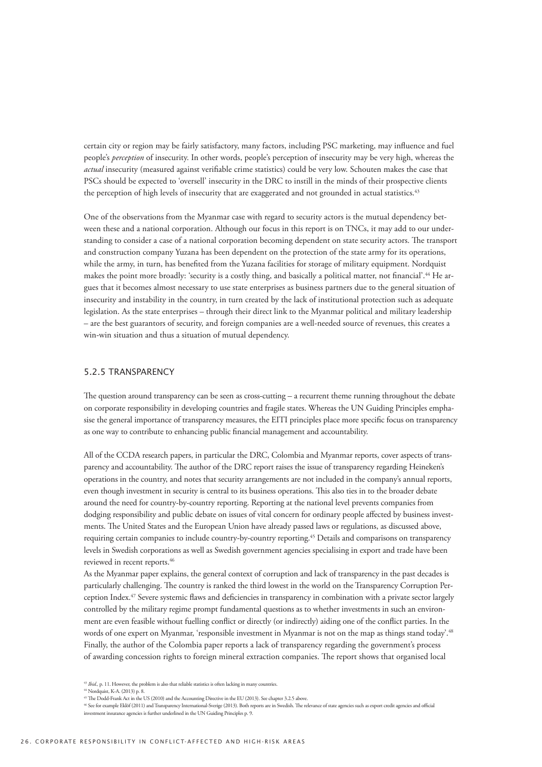certain city or region may be fairly satisfactory, many factors, including PSC marketing, may influence and fuel people's *perception* of insecurity. In other words, people's perception of insecurity may be very high, whereas the *actual* insecurity (measured against verifiable crime statistics) could be very low. Schouten makes the case that PSCs should be expected to 'oversell' insecurity in the DRC to instill in the minds of their prospective clients the perception of high levels of insecurity that are exaggerated and not grounded in actual statistics.[43]

One of the observations from the Myanmar case with regard to security actors is the mutual dependency between these and a national corporation. Although our focus in this report is on TNCs, it may add to our understanding to consider a case of a national corporation becoming dependent on state security actors. The transport and construction company Yuzana has been dependent on the protection of the state army for its operations, while the army, in turn, has benefited from the Yuzana facilities for storage of military equipment. Nordquist makes the point more broadly: 'security is a costly thing, and basically a political matter, not financial'.[44] He argues that it becomes almost necessary to use state enterprises as business partners due to the general situation of insecurity and instability in the country, in turn created by the lack of institutional protection such as adequate legislation. As the state enterprises – through their direct link to the Myanmar political and military leadership – are the best guarantors of security, and foreign companies are a well-needed source of revenues, this creates a win-win situation and thus a situation of mutual dependency.

### 5.2.5 TRANSPARENCY

The question around transparency can be seen as cross-cutting – a recurrent theme running throughout the debate on corporate responsibility in developing countries and fragile states. Whereas the UN Guiding Principles emphasise the general importance of transparency measures, the EITI principles place more specific focus on transparency as one way to contribute to enhancing public financial management and accountability.

All of the CCDA research papers, in particular the DRC, Colombia and Myanmar reports, cover aspects of transparency and accountability. The author of the DRC report raises the issue of transparency regarding Heineken's operations in the country, and notes that security arrangements are not included in the company's annual reports, even though investment in security is central to its business operations. This also ties in to the broader debate around the need for country-by-country reporting. Reporting at the national level prevents companies from dodging responsibility and public debate on issues of vital concern for ordinary people affected by business investments. The United States and the European Union have already passed laws or regulations, as discussed above, requiring certain companies to include country-by-country reporting.[45] Details and comparisons on transparency levels in Swedish corporations as well as Swedish government agencies specialising in export and trade have been reviewed in recent reports.[46]

As the Myanmar paper explains, the general context of corruption and lack of transparency in the past decades is particularly challenging. The country is ranked the third lowest in the world on the Transparency Corruption Perception Index.[47] Severe systemic flaws and deficiencies in transparency in combination with a private sector largely controlled by the military regime prompt fundamental questions as to whether investments in such an environment are even feasible without fuelling conflict or directly (or indirectly) aiding one of the conflict parties. In the words of one expert on Myanmar, 'responsible investment in Myanmar is not on the map as things stand today'.[48] Finally, the author of the Colombia paper reports a lack of transparency regarding the government's process of awarding concession rights to foreign mineral extraction companies. The report shows that organised local

---

[43] *Ibid.*, p. 11. However, the problem is also that reliable statistics is often lacking in many countries.

[44] Nordquist, K-A. (2013) p. 8.

[45] The Dodd-Frank Act in the US (2010) and the Accounting Directive in the EU (2013). See chapter 3.2.5 above.

[46] See for example Eklöf (2011) and Transparency International-Sverige (2013). Both reports are in Swedish. The relevance of state agencies such as export credit agencies and official investment insurance agencies is further underlined in the UN Guiding Principles p. 9.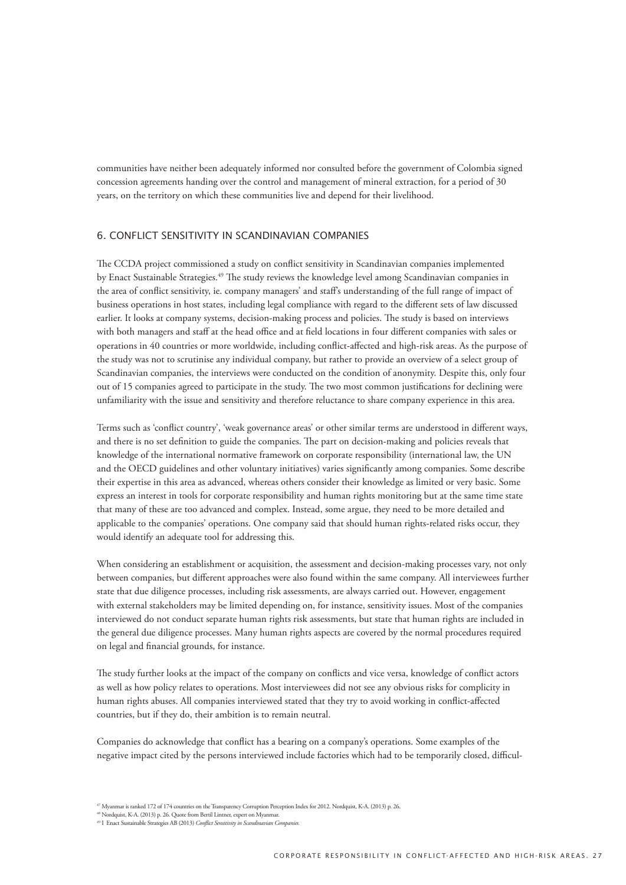communities have neither been adequately informed nor consulted before the government of Colombia signed concession agreements handing over the control and management of mineral extraction, for a period of 30 years, on the territory on which these communities live and depend for their livelihood.

## 6. CONFLICT SENSITIVITY IN SCANDINAVIAN COMPANIES

The CCDA project commissioned a study on conflict sensitivity in Scandinavian companies implemented by Enact Sustainable Strategies.[49] The study reviews the knowledge level among Scandinavian companies in the area of conflict sensitivity, ie. company managers' and staff's understanding of the full range of impact of business operations in host states, including legal compliance with regard to the different sets of law discussed earlier. It looks at company systems, decision-making process and policies. The study is based on interviews with both managers and staff at the head office and at field locations in four different companies with sales or operations in 40 countries or more worldwide, including conflict-affected and high-risk areas. As the purpose of the study was not to scrutinise any individual company, but rather to provide an overview of a select group of Scandinavian companies, the interviews were conducted on the condition of anonymity. Despite this, only four out of 15 companies agreed to participate in the study. The two most common justifications for declining were unfamiliarity with the issue and sensitivity and therefore reluctance to share company experience in this area.

Terms such as 'conflict country', 'weak governance areas' or other similar terms are understood in different ways, and there is no set definition to guide the companies. The part on decision-making and policies reveals that knowledge of the international normative framework on corporate responsibility (international law, the UN and the OECD guidelines and other voluntary initiatives) varies significantly among companies. Some describe their expertise in this area as advanced, whereas others consider their knowledge as limited or very basic. Some express an interest in tools for corporate responsibility and human rights monitoring but at the same time state that many of these are too advanced and complex. Instead, some argue, they need to be more detailed and applicable to the companies' operations. One company said that should human rights-related risks occur, they would identify an adequate tool for addressing this.

When considering an establishment or acquisition, the assessment and decision-making processes vary, not only between companies, but different approaches were also found within the same company. All interviewees further state that due diligence processes, including risk assessments, are always carried out. However, engagement with external stakeholders may be limited depending on, for instance, sensitivity issues. Most of the companies interviewed do not conduct separate human rights risk assessments, but state that human rights are included in the general due diligence processes. Many human rights aspects are covered by the normal procedures required on legal and financial grounds, for instance.

The study further looks at the impact of the company on conflicts and vice versa, knowledge of conflict actors as well as how policy relates to operations. Most interviewees did not see any obvious risks for complicity in human rights abuses. All companies interviewed stated that they try to avoid working in conflict-affected countries, but if they do, their ambition is to remain neutral.

Companies do acknowledge that conflict has a bearing on a company's operations. Some examples of the negative impact cited by the persons interviewed include factories which had to be temporarily closed, difficul-

[47] Myanmar is ranked 172 of 174 countries on the Transparency Corruption Perception Index for 2012. Nordquist, K-A. (2013) p. 26.

[48] Nordquist, K-A. (2013) p. 26. Quote from Bertil Lintner, expert on Myanmar.

[49] I Enact Sustainable Strategies AB (2013) *Conflict Sensitivity in Scandinavian Companies.*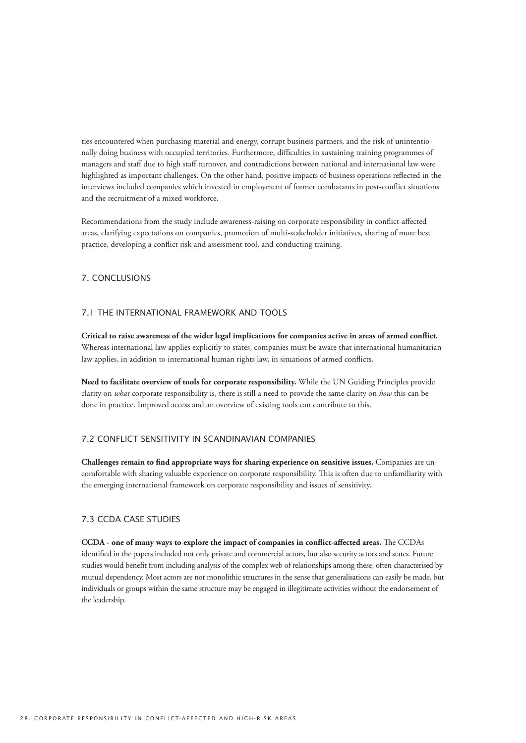ties encountered when purchasing material and energy, corrupt business partners, and the risk of unintentionally doing business with occupied territories. Furthermore, difficulties in sustaining training programmes of managers and staff due to high staff turnover, and contradictions between national and international law were highlighted as important challenges. On the other hand, positive impacts of business operations reflected in the interviews included companies which invested in employment of former combatants in post-conflict situations and the recruitment of a mixed workforce.

Recommendations from the study include awareness-raising on corporate responsibility in conflict-affected areas, clarifying expectations on companies, promotion of multi-stakeholder initiatives, sharing of more best practice, developing a conflict risk and assessment tool, and conducting training.

## 7. CONCLUSIONS

### 7.1 THE INTERNATIONAL FRAMEWORK AND TOOLS

**Critical to raise awareness of the wider legal implications for companies active in areas of armed conflict.** Whereas international law applies explicitly to states, companies must be aware that international humanitarian law applies, in addition to international human rights law, in situations of armed conflicts.

**Need to facilitate overview of tools for corporate responsibility.** While the UN Guiding Principles provide clarity on *what* corporate responsibility is, there is still a need to provide the same clarity on *how* this can be done in practice. Improved access and an overview of existing tools can contribute to this.

### 7.2 CONFLICT SENSITIVITY IN SCANDINAVIAN COMPANIES

**Challenges remain to find appropriate ways for sharing experience on sensitive issues.** Companies are uncomfortable with sharing valuable experience on corporate responsibility. This is often due to unfamiliarity with the emerging international framework on corporate responsibility and issues of sensitivity.

### 7.3 CCDA CASE STUDIES

**CCDA - one of many ways to explore the impact of companies in conflict-affected areas.** The CCDAs identified in the papers included not only private and commercial actors, but also security actors and states. Future studies would benefit from including analysis of the complex web of relationships among these, often characterised by mutual dependency. Most actors are not monolithic structures in the sense that generalisations can easily be made, but individuals or groups within the same structure may be engaged in illegitimate activities without the endorsement of the leadership.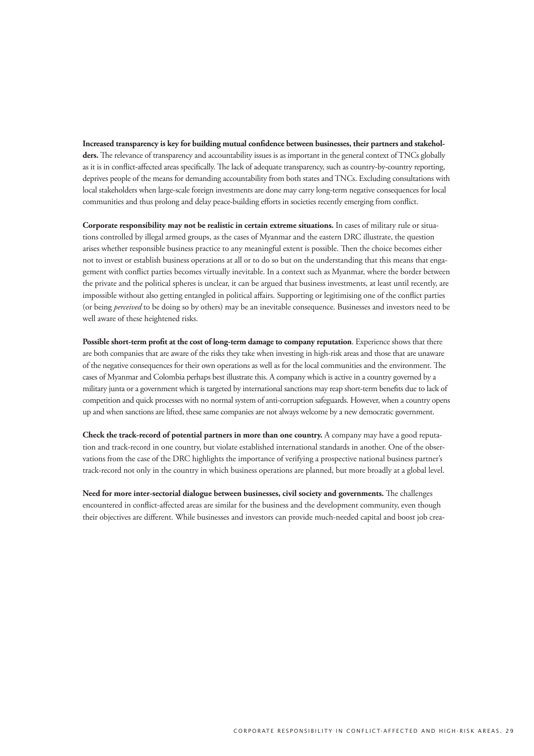**Increased transparency is key for building mutual confidence between businesses, their partners and stakeholders.** The relevance of transparency and accountability issues is as important in the general context of TNCs globally as it is in conflict-affected areas specifically. The lack of adequate transparency, such as country-by-country reporting, deprives people of the means for demanding accountability from both states and TNCs. Excluding consultations with local stakeholders when large-scale foreign investments are done may carry long-term negative consequences for local communities and thus prolong and delay peace-building efforts in societies recently emerging from conflict.

**Corporate responsibility may not be realistic in certain extreme situations.** In cases of military rule or situations controlled by illegal armed groups, as the cases of Myanmar and the eastern DRC illustrate, the question arises whether responsible business practice to any meaningful extent is possible. Then the choice becomes either not to invest or establish business operations at all or to do so but on the understanding that this means that engagement with conflict parties becomes virtually inevitable. In a context such as Myanmar, where the border between the private and the political spheres is unclear, it can be argued that business investments, at least until recently, are impossible without also getting entangled in political affairs. Supporting or legitimising one of the conflict parties (or being *perceived* to be doing so by others) may be an inevitable consequence. Businesses and investors need to be well aware of these heightened risks.

**Possible short-term profit at the cost of long-term damage to company reputation**. Experience shows that there are both companies that are aware of the risks they take when investing in high-risk areas and those that are unaware of the negative consequences for their own operations as well as for the local communities and the environment. The cases of Myanmar and Colombia perhaps best illustrate this. A company which is active in a country governed by a military junta or a government which is targeted by international sanctions may reap short-term benefits due to lack of competition and quick processes with no normal system of anti-corruption safeguards. However, when a country opens up and when sanctions are lifted, these same companies are not always welcome by a new democratic government.

**Check the track-record of potential partners in more than one country.** A company may have a good reputation and track-record in one country, but violate established international standards in another. One of the observations from the case of the DRC highlights the importance of verifying a prospective national business partner's track-record not only in the country in which business operations are planned, but more broadly at a global level.

**Need for more inter-sectorial dialogue between businesses, civil society and governments.** The challenges encountered in conflict-affected areas are similar for the business and the development community, even though their objectives are different. While businesses and investors can provide much-needed capital and boost job crea-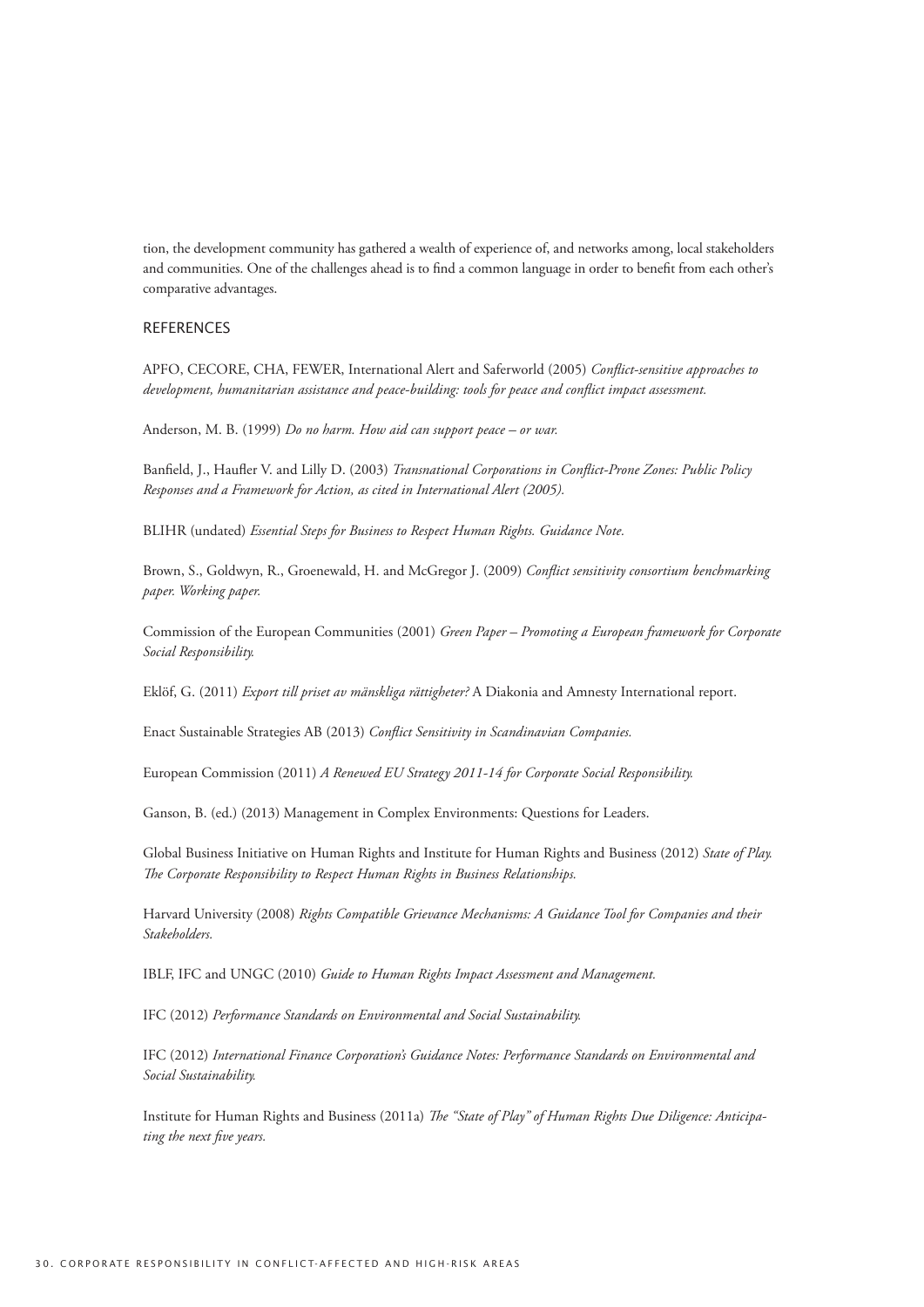tion, the development community has gathered a wealth of experience of, and networks among, local stakeholders and communities. One of the challenges ahead is to find a common language in order to benefit from each other's comparative advantages.

## REFERENCES

APFO, CECORE, CHA, FEWER, International Alert and Saferworld (2005) *Conflict-sensitive approaches to development, humanitarian assistance and peace-building: tools for peace and conflict impact assessment.*

Anderson, M. B. (1999) *Do no harm. How aid can support peace – or war.*

Banfield, J., Haufler V. and Lilly D. (2003) *Transnational Corporations in Conflict-Prone Zones: Public Policy Responses and a Framework for Action, as cited in International Alert (2005).*

BLIHR (undated) *Essential Steps for Business to Respect Human Rights. Guidance Note.*

Brown, S., Goldwyn, R., Groenewald, H. and McGregor J. (2009) *Conflict sensitivity consortium benchmarking paper. Working paper.*

Commission of the European Communities (2001) *Green Paper – Promoting a European framework for Corporate Social Responsibility.*

Eklöf, G. (2011) *Export till priset av mänskliga rättigheter?* A Diakonia and Amnesty International report.

Enact Sustainable Strategies AB (2013) *Conflict Sensitivity in Scandinavian Companies.*

European Commission (2011) *A Renewed EU Strategy 2011-14 for Corporate Social Responsibility.*

Ganson, B. (ed.) (2013) Management in Complex Environments: Questions for Leaders.

Global Business Initiative on Human Rights and Institute for Human Rights and Business (2012) *State of Play. The Corporate Responsibility to Respect Human Rights in Business Relationships.*

Harvard University (2008) *Rights Compatible Grievance Mechanisms: A Guidance Tool for Companies and their Stakeholders.*

IBLF, IFC and UNGC (2010) *Guide to Human Rights Impact Assessment and Management.*

IFC (2012) *Performance Standards on Environmental and Social Sustainability.*

IFC (2012) *International Finance Corporation's Guidance Notes: Performance Standards on Environmental and Social Sustainability.*

Institute for Human Rights and Business (2011a) *The "State of Play" of Human Rights Due Diligence: Anticipating the next five years.*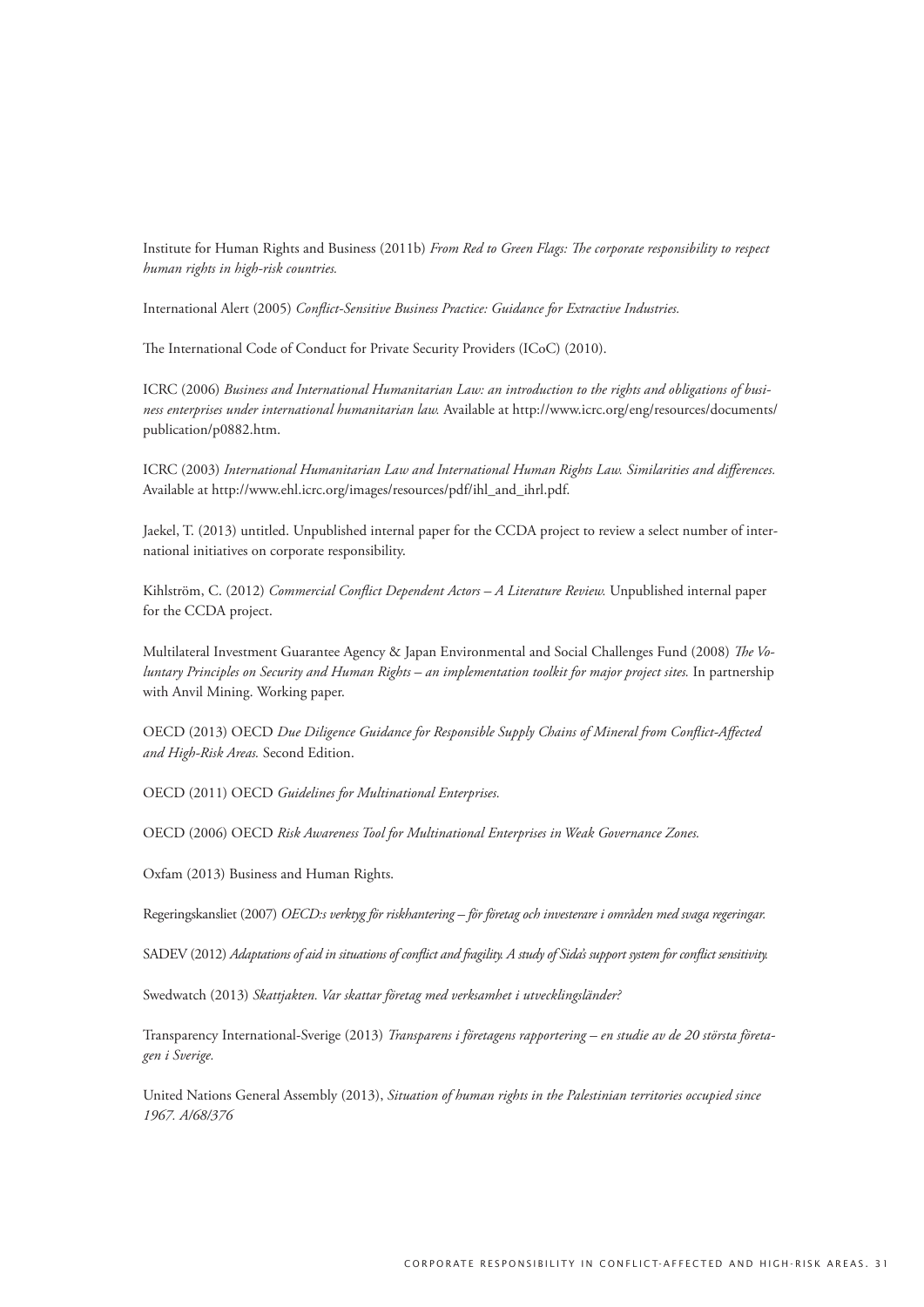Institute for Human Rights and Business (2011b) *From Red to Green Flags: The corporate responsibility to respect human rights in high-risk countries.*

International Alert (2005) *Conflict-Sensitive Business Practice: Guidance for Extractive Industries.*

The International Code of Conduct for Private Security Providers (ICoC) (2010).

ICRC (2006) *Business and International Humanitarian Law: an introduction to the rights and obligations of business enterprises under international humanitarian law.* Available at http://www.icrc.org/eng/resources/documents/publication/p0882.htm.

ICRC (2003) *International Humanitarian Law and International Human Rights Law. Similarities and differences.* Available at http://www.ehl.icrc.org/images/resources/pdf/ihl_and_ihrl.pdf.

Jaekel, T. (2013) untitled. Unpublished internal paper for the CCDA project to review a select number of international initiatives on corporate responsibility.

Kihlström, C. (2012) *Commercial Conflict Dependent Actors – A Literature Review.* Unpublished internal paper for the CCDA project.

Multilateral Investment Guarantee Agency & Japan Environmental and Social Challenges Fund (2008) *The Voluntary Principles on Security and Human Rights – an implementation toolkit for major project sites.* In partnership with Anvil Mining. Working paper.

OECD (2013) OECD *Due Diligence Guidance for Responsible Supply Chains of Mineral from Conflict-Affected and High-Risk Areas.* Second Edition.

OECD (2011) OECD *Guidelines for Multinational Enterprises.*

OECD (2006) OECD *Risk Awareness Tool for Multinational Enterprises in Weak Governance Zones.*

Oxfam (2013) Business and Human Rights.

Regeringskansliet (2007) *OECD:s verktyg för riskhantering – för företag och investerare i områden med svaga regeringar.*

SADEV (2012) *Adaptations of aid in situations of conflict and fragility. A study of Sida's support system for conflict sensitivity.*

Swedwatch (2013) *Skattjakten. Var skattar företag med verksamhet i utvecklingsländer?*

Transparency International-Sverige (2013) *Transparens i företagens rapportering – en studie av de 20 största företagen i Sverige.*

United Nations General Assembly (2013), *Situation of human rights in the Palestinian territories occupied since 1967. A/68/376*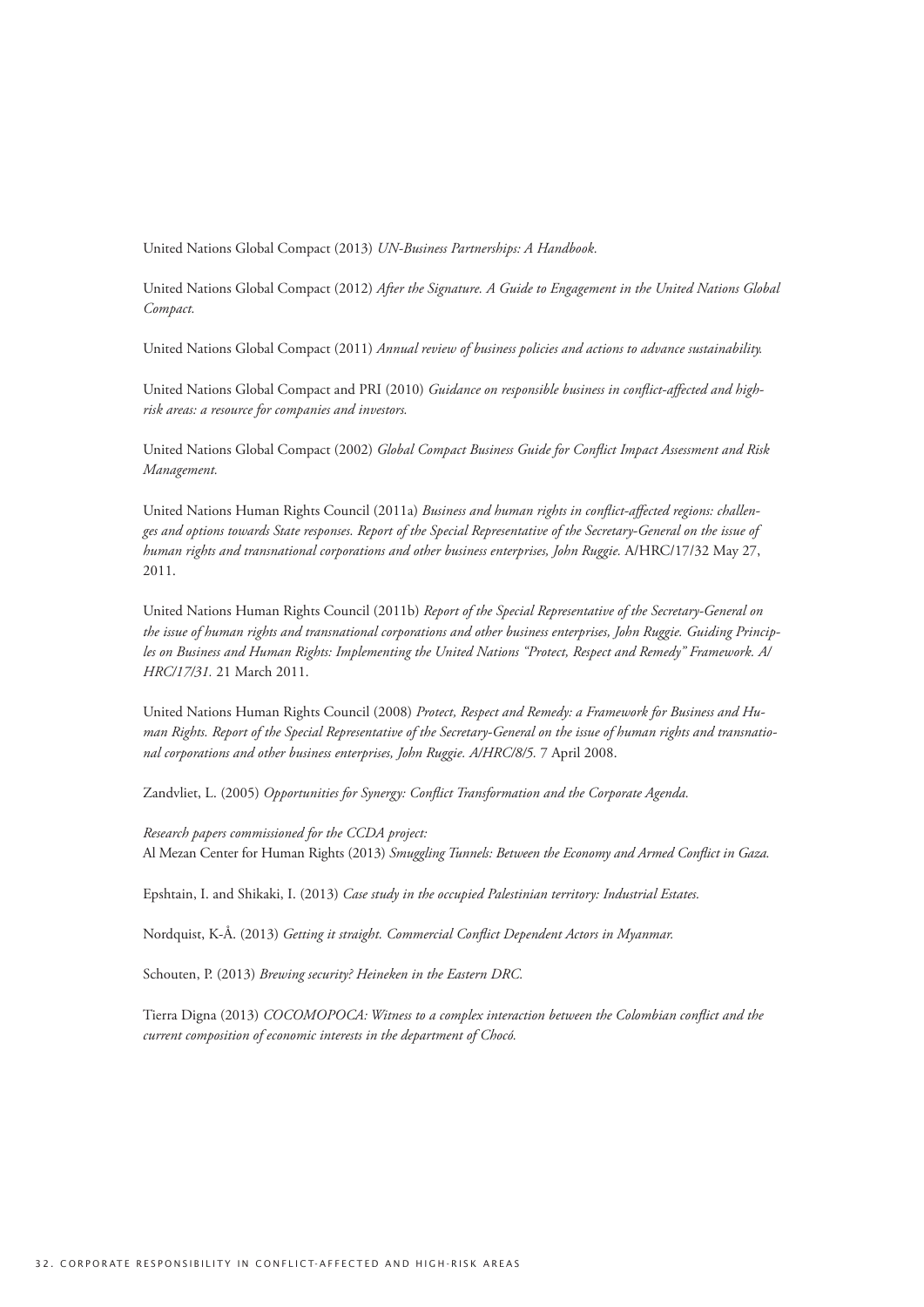United Nations Global Compact (2013) *UN-Business Partnerships: A Handbook.*

United Nations Global Compact (2012) *After the Signature. A Guide to Engagement in the United Nations Global Compact.*

United Nations Global Compact (2011) *Annual review of business policies and actions to advance sustainability.*

United Nations Global Compact and PRI (2010) *Guidance on responsible business in conflict-affected and high-risk areas: a resource for companies and investors.*

United Nations Global Compact (2002) *Global Compact Business Guide for Conflict Impact Assessment and Risk Management.*

United Nations Human Rights Council (2011a) *Business and human rights in conflict-affected regions: challenges and options towards State responses. Report of the Special Representative of the Secretary-General on the issue of human rights and transnational corporations and other business enterprises, John Ruggie.* A/HRC/17/32 May 27, 2011.

United Nations Human Rights Council (2011b) *Report of the Special Representative of the Secretary-General on the issue of human rights and transnational corporations and other business enterprises, John Ruggie. Guiding Principles on Business and Human Rights: Implementing the United Nations "Protect, Respect and Remedy" Framework. A/HRC/17/31.* 21 March 2011.

United Nations Human Rights Council (2008) *Protect, Respect and Remedy: a Framework for Business and Human Rights. Report of the Special Representative of the Secretary-General on the issue of human rights and transnational corporations and other business enterprises, John Ruggie. A/HRC/8/5.* 7 April 2008.

Zandvliet, L. (2005) *Opportunities for Synergy: Conflict Transformation and the Corporate Agenda.*

*Research papers commissioned for the CCDA project:*
Al Mezan Center for Human Rights (2013) *Smuggling Tunnels: Between the Economy and Armed Conflict in Gaza.*

Epshtain, I. and Shikaki, I. (2013) *Case study in the occupied Palestinian territory: Industrial Estates.*

Nordquist, K-Å. (2013) *Getting it straight. Commercial Conflict Dependent Actors in Myanmar.*

Schouten, P. (2013) *Brewing security? Heineken in the Eastern DRC.*

Tierra Digna (2013) *COCOMOPOCA: Witness to a complex interaction between the Colombian conflict and the current composition of economic interests in the department of Chocó.*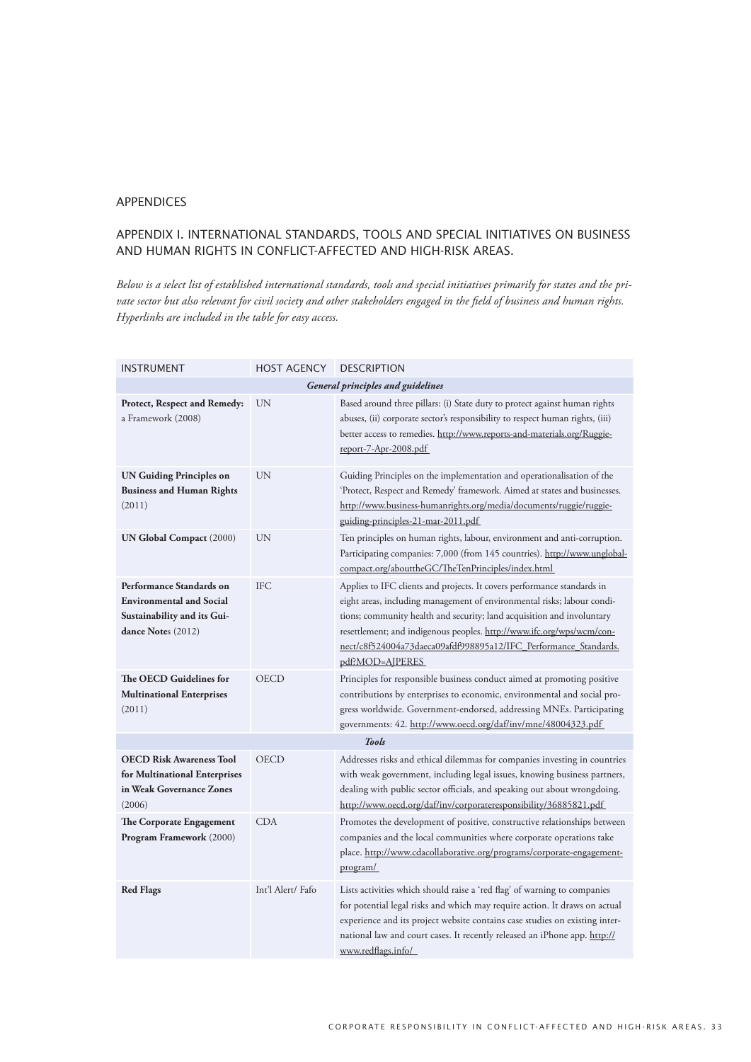## APPENDICES

## APPENDIX I. INTERNATIONAL STANDARDS, TOOLS AND SPECIAL INITIATIVES ON BUSINESS AND HUMAN RIGHTS IN CONFLICT-AFFECTED AND HIGH-RISK AREAS.

*Below is a select list of established international standards, tools and special initiatives primarily for states and the private sector but also relevant for civil society and other stakeholders engaged in the field of business and human rights. Hyperlinks are included in the table for easy access.*

| INSTRUMENT | HOST AGENCY | DESCRIPTION |
|---|---|---|
| | | ***General principles and guidelines*** |
| **Protect, Respect and Remedy:** a Framework (2008) | UN | Based around three pillars: (i) State duty to protect against human rights abuses, (ii) corporate sector's responsibility to respect human rights, (iii) better access to remedies. http://www.reports-and-materials.org/Ruggie-report-7-Apr-2008.pdf |
| **UN Guiding Principles on Business and Human Rights** (2011) | UN | Guiding Principles on the implementation and operationalisation of the 'Protect, Respect and Remedy' framework. Aimed at states and businesses. http://www.business-humanrights.org/media/documents/ruggie/ruggie-guiding-principles-21-mar-2011.pdf |
| **UN Global Compact** (2000) | UN | Ten principles on human rights, labour, environment and anti-corruption. Participating companies: 7,000 (from 145 countries). http://www.unglobalcompact.org/abouttheGC/TheTenPrinciples/index.html |
| **Performance Standards on Environmental and Social Sustainability and its Guidance Notes** (2012) | IFC | Applies to IFC clients and projects. It covers performance standards in eight areas, including management of environmental risks; labour conditions; community health and security; land acquisition and involuntary resettlement; and indigenous peoples. http://www.ifc.org/wps/wcm/connect/c8f524004a73daeca09afdf998895a12/IFC_Performance_Standards.pdf?MOD=AJPERES |
| **The OECD Guidelines for Multinational Enterprises** (2011) | OECD | Principles for responsible business conduct aimed at promoting positive contributions by enterprises to economic, environmental and social progress worldwide. Government-endorsed, addressing MNEs. Participating governments: 42. http://www.oecd.org/daf/inv/mne/48004323.pdf |
| | | ***Tools*** |
| **OECD Risk Awareness Tool for Multinational Enterprises in Weak Governance Zones** (2006) | OECD | Addresses risks and ethical dilemmas for companies investing in countries with weak government, including legal issues, knowing business partners, dealing with public sector officials, and speaking out about wrongdoing. http://www.oecd.org/daf/inv/corporateresponsibility/36885821.pdf |
| **The Corporate Engagement Program Framework** (2000) | CDA | Promotes the development of positive, constructive relationships between companies and the local communities where corporate operations take place. http://www.cdacollaborative.org/programs/corporate-engagement-program/ |
| **Red Flags** | Int'l Alert/ Fafo | Lists activities which should raise a 'red flag' of warning to companies for potential legal risks and which may require action. It draws on actual experience and its project website contains case studies on existing international law and court cases. It recently released an iPhone app. http://www.redflags.info/ |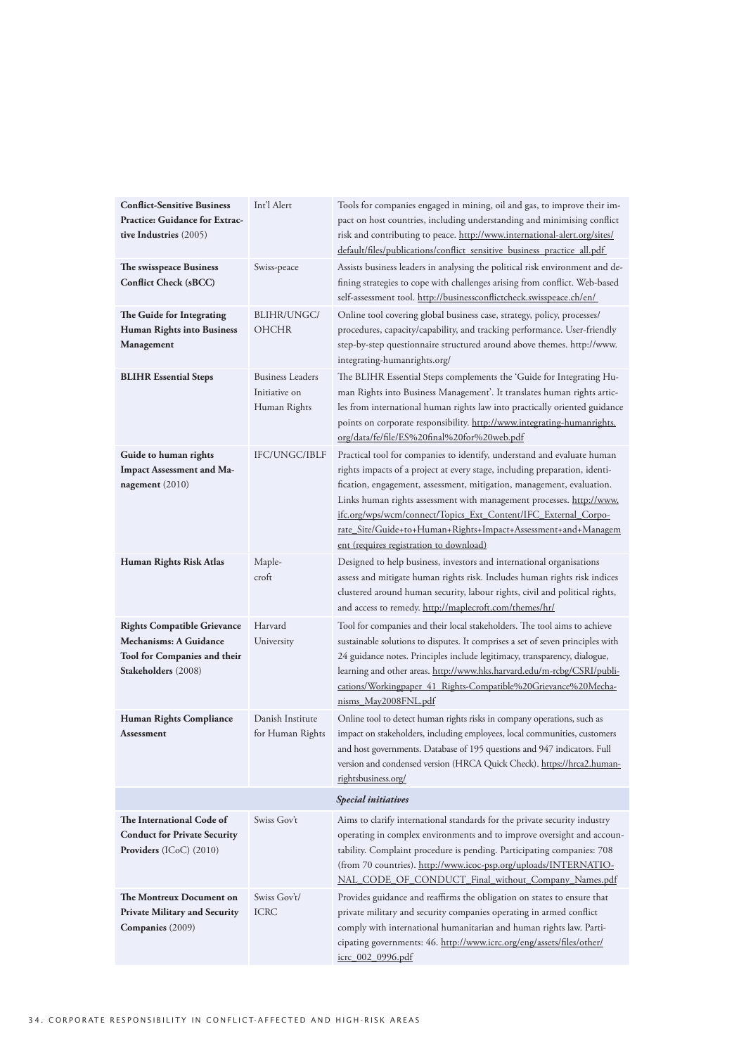| | | |
|---|---|---|
| **Conflict-Sensitive Business Practice: Guidance for Extractive Industries** (2005) | Int'l Alert | Tools for companies engaged in mining, oil and gas, to improve their impact on host countries, including understanding and minimising conflict risk and contributing to peace. http://www.international-alert.org/sites/default/files/publications/conflict_sensitive_business_practice_all.pdf |
| **The swisspeace Business Conflict Check (sBCC)** | Swiss-peace | Assists business leaders in analysing the political risk environment and defining strategies to cope with challenges arising from conflict. Web-based self-assessment tool. http://businessconflictcheck.swisspeace.ch/en/ |
| **The Guide for Integrating Human Rights into Business Management** | BLIHR/UNGC/ OHCHR | Online tool covering global business case, strategy, policy, processes/ procedures, capacity/capability, and tracking performance. User-friendly step-by-step questionnaire structured around above themes. http://www.integrating-humanrights.org/ |
| **BLIHR Essential Steps** | Business Leaders Initiative on Human Rights | The BLIHR Essential Steps complements the 'Guide for Integrating Human Rights into Business Management'. It translates human rights articles from international human rights law into practically oriented guidance points on corporate responsibility. http://www.integrating-humanrights.org/data/fe/file/ES%20final%20for%20web.pdf |
| **Guide to human rights Impact Assessment and Management** (2010) | IFC/UNGC/IBLF | Practical tool for companies to identify, understand and evaluate human rights impacts of a project at every stage, including preparation, identification, engagement, assessment, mitigation, management, evaluation. Links human rights assessment with management processes. http://www.ifc.org/wps/wcm/connect/Topics_Ext_Content/IFC_External_Corporate_Site/Guide+to+Human+Rights+Impact+Assessment+and+Management (requires registration to download) |
| **Human Rights Risk Atlas** | Maple-croft | Designed to help business, investors and international organisations assess and mitigate human rights risk. Includes human rights risk indices clustered around human security, labour rights, civil and political rights, and access to remedy. http://maplecroft.com/themes/hr/ |
| **Rights Compatible Grievance Mechanisms: A Guidance Tool for Companies and their Stakeholders** (2008) | Harvard University | Tool for companies and their local stakeholders. The tool aims to achieve sustainable solutions to disputes. It comprises a set of seven principles with 24 guidance notes. Principles include legitimacy, transparency, dialogue, learning and other areas. http://www.hks.harvard.edu/m-rcbg/CSRI/publications/Workingpaper_41_Rights-Compatible%20Grievance%20Mechanisms_May2008FNL.pdf |
| **Human Rights Compliance Assessment** | Danish Institute for Human Rights | Online tool to detect human rights risks in company operations, such as impact on stakeholders, including employees, local communities, customers and host governments. Database of 195 questions and 947 indicators. Full version and condensed version (HRCA Quick Check). https://hrca2.humanrightsbusiness.org/ |
| | | ***Special initiatives*** |
| **The International Code of Conduct for Private Security Providers** (ICoC) (2010) | Swiss Gov't | Aims to clarify international standards for the private security industry operating in complex environments and to improve oversight and accountability. Complaint procedure is pending. Participating companies: 708 (from 70 countries). http://www.icoc-psp.org/uploads/INTERNATIONAL_CODE_OF_CONDUCT_Final_without_Company_Names.pdf |
| **The Montreux Document on Private Military and Security Companies** (2009) | Swiss Gov't/ ICRC | Provides guidance and reaffirms the obligation on states to ensure that private military and security companies operating in armed conflict comply with international humanitarian and human rights law. Participating governments: 46. http://www.icrc.org/eng/assets/files/other/icrc_002_0996.pdf |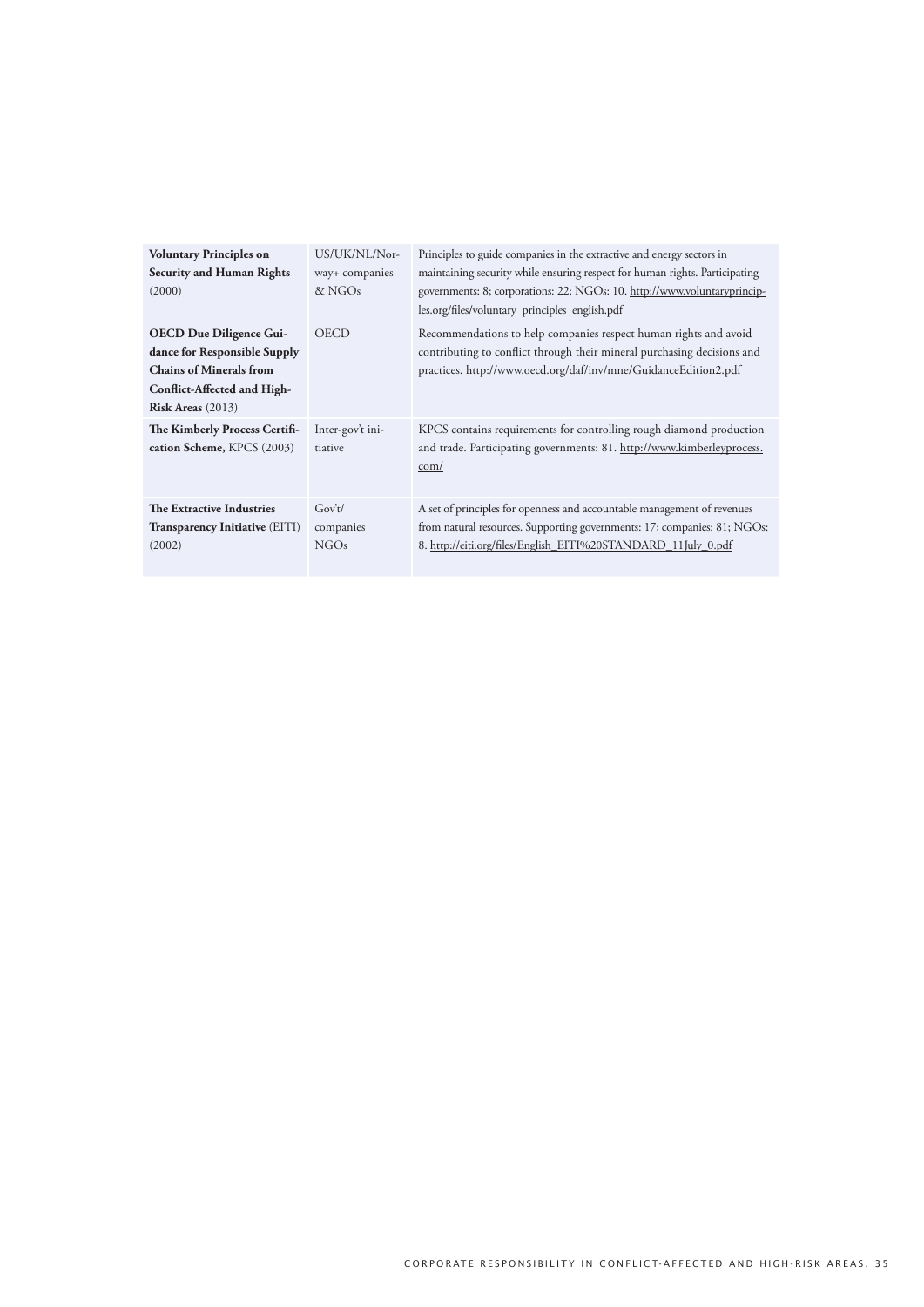| | | |
|---|---|---|
| **Voluntary Principles on Security and Human Rights** (2000) | US/UK/NL/Norway+ companies & NGOs | Principles to guide companies in the extractive and energy sectors in maintaining security while ensuring respect for human rights. Participating governments: 8; corporations: 22; NGOs: 10. http://www.voluntaryprinciples.org/files/voluntary_principles_english.pdf |
| **OECD Due Diligence Guidance for Responsible Supply Chains of Minerals from Conflict-Affected and High-Risk Areas** (2013) | OECD | Recommendations to help companies respect human rights and avoid contributing to conflict through their mineral purchasing decisions and practices. http://www.oecd.org/daf/inv/mne/GuidanceEdition2.pdf |
| **The Kimberly Process Certification Scheme,** KPCS (2003) | Inter-gov't initiative | KPCS contains requirements for controlling rough diamond production and trade. Participating governments: 81. http://www.kimberleyprocess.com/ |
| **The Extractive Industries Transparency Initiative** (EITI) (2002) | Gov't/ companies NGOs | A set of principles for openness and accountable management of revenues from natural resources. Supporting governments: 17; companies: 81; NGOs: 8. http://eiti.org/files/English_EITI%20STANDARD_11July_0.pdf |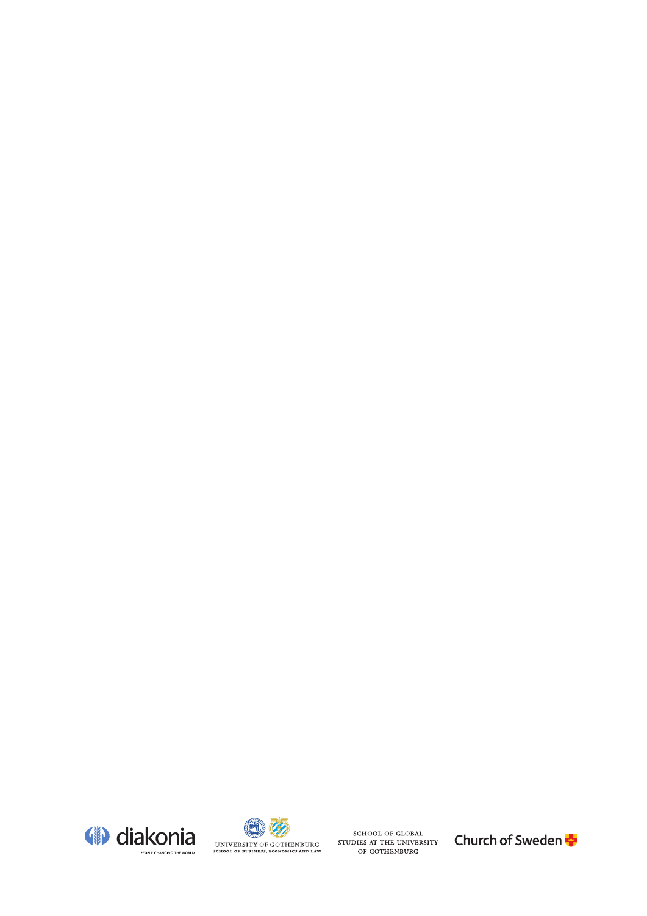diakonia
PEOPLE CHANGING THE WORLD

UNIVERSITY OF GOTHENBURG
SCHOOL OF BUSINESS, ECONOMICS AND LAW

SCHOOL OF GLOBAL STUDIES AT THE UNIVERSITY OF GOTHENBURG

Church of Sweden